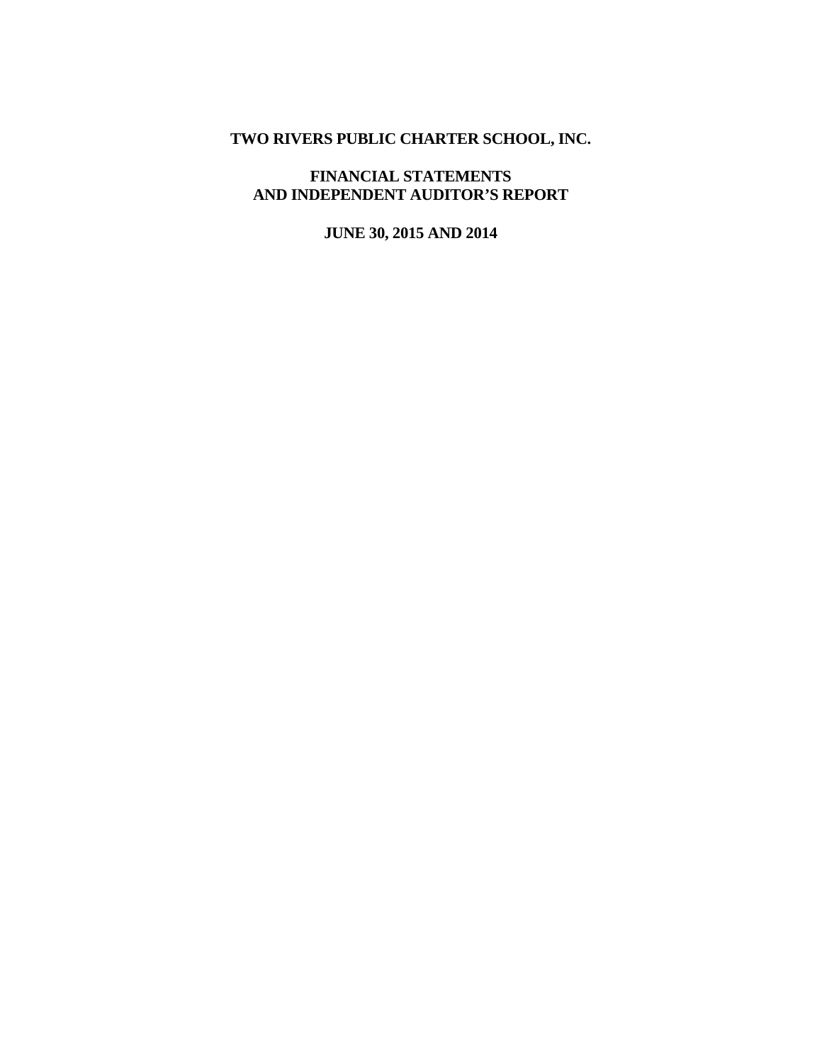# TWO RIVERS PUBLIC CHARTER SCHOOL, INC.

## FINANCIAL STATEMENTS AND INDEPENDENT AUDITOR'S REPORT

### JUNE 30, 2015 AND 2014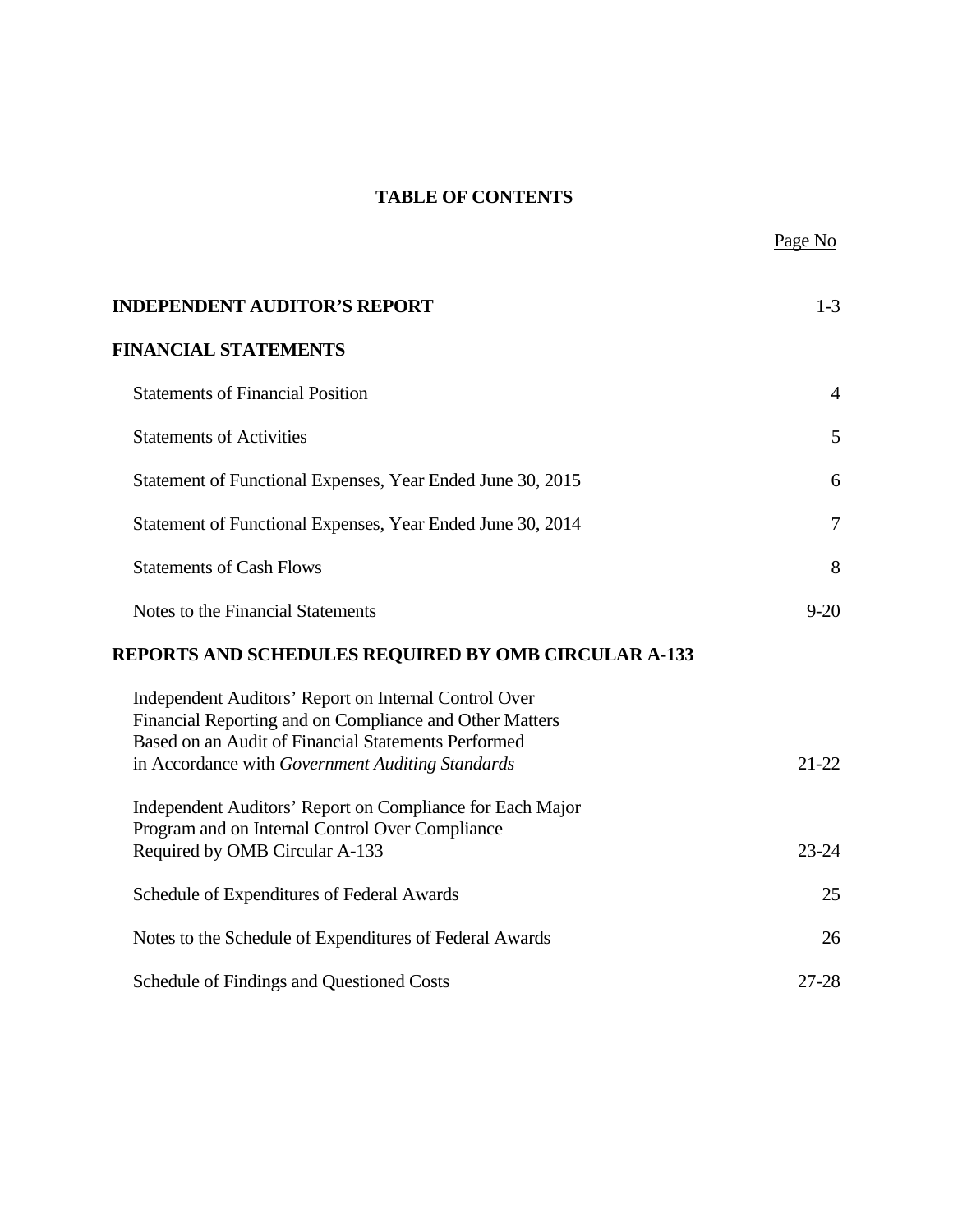# TABLE OF CONTENTS

| | Page No |
|---|---|
| **INDEPENDENT AUDITOR'S REPORT** | 1-3 |
| **FINANCIAL STATEMENTS** | |
| Statements of Financial Position | 4 |
| Statements of Activities | 5 |
| Statement of Functional Expenses, Year Ended June 30, 2015 | 6 |
| Statement of Functional Expenses, Year Ended June 30, 2014 | 7 |
| Statements of Cash Flows | 8 |
| Notes to the Financial Statements | 9-20 |
| **REPORTS AND SCHEDULES REQUIRED BY OMB CIRCULAR A-133** | |
| Independent Auditors' Report on Internal Control Over Financial Reporting and on Compliance and Other Matters Based on an Audit of Financial Statements Performed in Accordance with *Government Auditing Standards* | 21-22 |
| Independent Auditors' Report on Compliance for Each Major Program and on Internal Control Over Compliance Required by OMB Circular A-133 | 23-24 |
| Schedule of Expenditures of Federal Awards | 25 |
| Notes to the Schedule of Expenditures of Federal Awards | 26 |
| Schedule of Findings and Questioned Costs | 27-28 |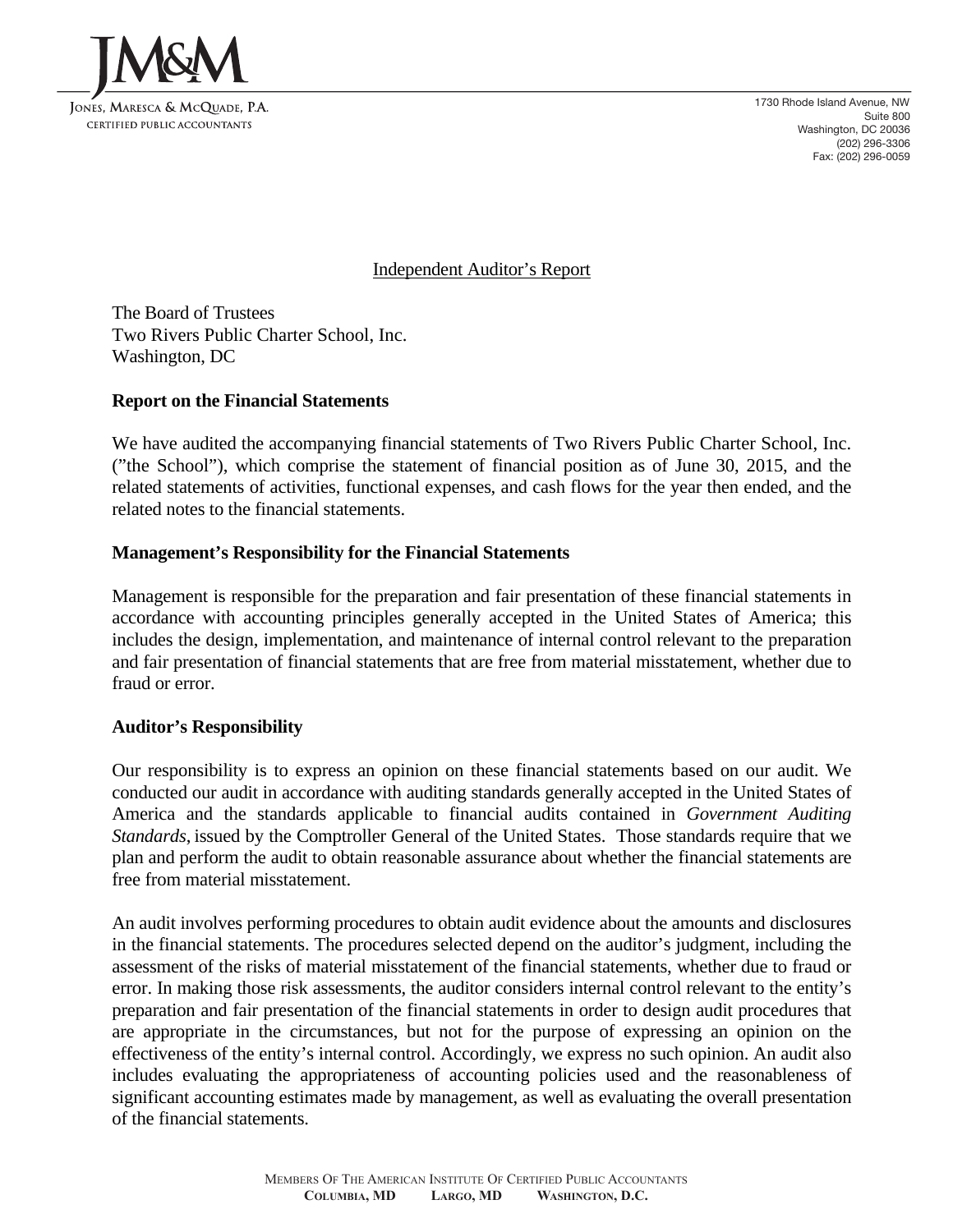JM&M

JONES, MARESCA & MCQUADE, P.A.
CERTIFIED PUBLIC ACCOUNTANTS

1730 Rhode Island Avenue, NW
Suite 800
Washington, DC 20036
(202) 296-3306
Fax: (202) 296-0059

Independent Auditor's Report

The Board of Trustees
Two Rivers Public Charter School, Inc.
Washington, DC

**Report on the Financial Statements**

We have audited the accompanying financial statements of Two Rivers Public Charter School, Inc. ("the School"), which comprise the statement of financial position as of June 30, 2015, and the related statements of activities, functional expenses, and cash flows for the year then ended, and the related notes to the financial statements.

**Management's Responsibility for the Financial Statements**

Management is responsible for the preparation and fair presentation of these financial statements in accordance with accounting principles generally accepted in the United States of America; this includes the design, implementation, and maintenance of internal control relevant to the preparation and fair presentation of financial statements that are free from material misstatement, whether due to fraud or error.

**Auditor's Responsibility**

Our responsibility is to express an opinion on these financial statements based on our audit. We conducted our audit in accordance with auditing standards generally accepted in the United States of America and the standards applicable to financial audits contained in *Government Auditing Standards*, issued by the Comptroller General of the United States. Those standards require that we plan and perform the audit to obtain reasonable assurance about whether the financial statements are free from material misstatement.

An audit involves performing procedures to obtain audit evidence about the amounts and disclosures in the financial statements. The procedures selected depend on the auditor's judgment, including the assessment of the risks of material misstatement of the financial statements, whether due to fraud or error. In making those risk assessments, the auditor considers internal control relevant to the entity's preparation and fair presentation of the financial statements in order to design audit procedures that are appropriate in the circumstances, but not for the purpose of expressing an opinion on the effectiveness of the entity's internal control. Accordingly, we express no such opinion. An audit also includes evaluating the appropriateness of accounting policies used and the reasonableness of significant accounting estimates made by management, as well as evaluating the overall presentation of the financial statements.

MEMBERS OF THE AMERICAN INSTITUTE OF CERTIFIED PUBLIC ACCOUNTANTS
**COLUMBIA, MD     LARGO, MD     WASHINGTON, D.C.**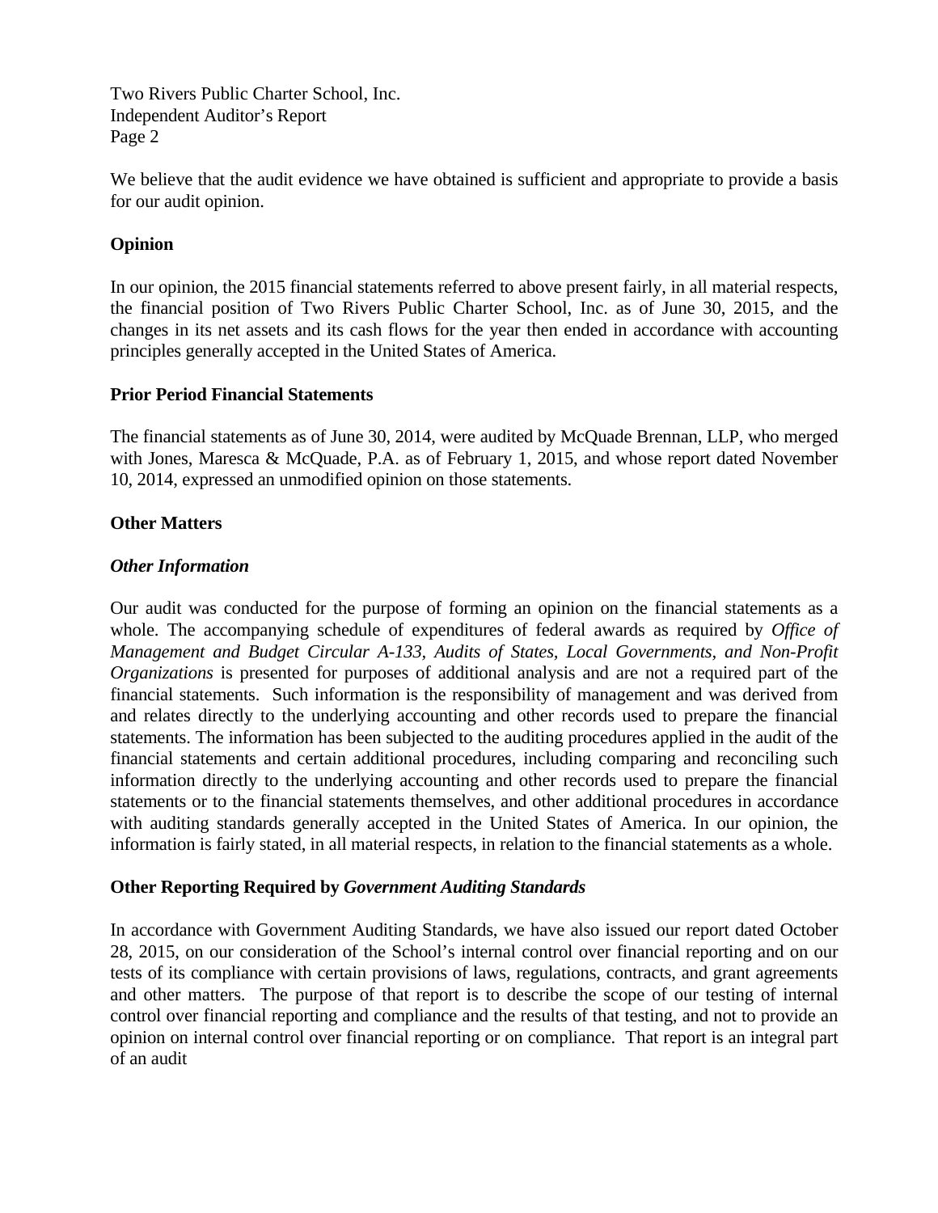We believe that the audit evidence we have obtained is sufficient and appropriate to provide a basis for our audit opinion.

**Opinion**

In our opinion, the 2015 financial statements referred to above present fairly, in all material respects, the financial position of Two Rivers Public Charter School, Inc. as of June 30, 2015, and the changes in its net assets and its cash flows for the year then ended in accordance with accounting principles generally accepted in the United States of America.

**Prior Period Financial Statements**

The financial statements as of June 30, 2014, were audited by McQuade Brennan, LLP, who merged with Jones, Maresca & McQuade, P.A. as of February 1, 2015, and whose report dated November 10, 2014, expressed an unmodified opinion on those statements.

**Other Matters**

***Other Information***

Our audit was conducted for the purpose of forming an opinion on the financial statements as a whole. The accompanying schedule of expenditures of federal awards as required by *Office of Management and Budget Circular A-133, Audits of States, Local Governments, and Non-Profit Organizations* is presented for purposes of additional analysis and are not a required part of the financial statements. Such information is the responsibility of management and was derived from and relates directly to the underlying accounting and other records used to prepare the financial statements. The information has been subjected to the auditing procedures applied in the audit of the financial statements and certain additional procedures, including comparing and reconciling such information directly to the underlying accounting and other records used to prepare the financial statements or to the financial statements themselves, and other additional procedures in accordance with auditing standards generally accepted in the United States of America. In our opinion, the information is fairly stated, in all material respects, in relation to the financial statements as a whole.

**Other Reporting Required by *Government Auditing Standards***

In accordance with Government Auditing Standards, we have also issued our report dated October 28, 2015, on our consideration of the School's internal control over financial reporting and on our tests of its compliance with certain provisions of laws, regulations, contracts, and grant agreements and other matters. The purpose of that report is to describe the scope of our testing of internal control over financial reporting and compliance and the results of that testing, and not to provide an opinion on internal control over financial reporting or on compliance. That report is an integral part of an audit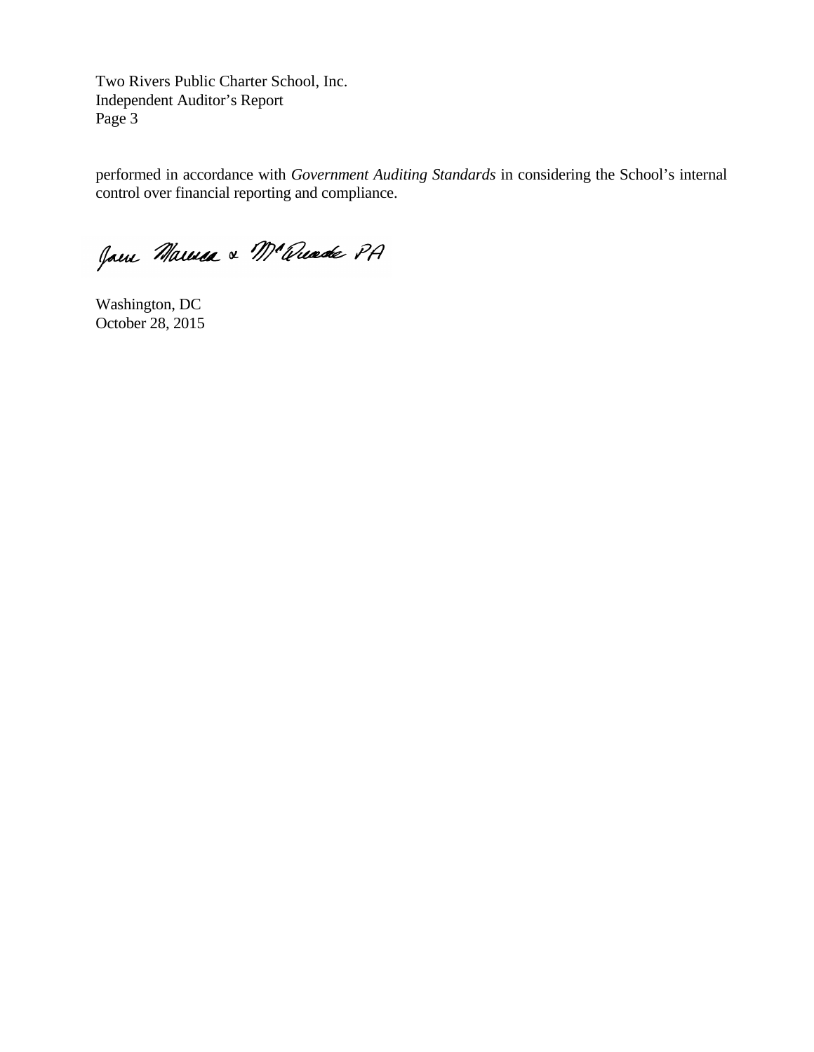performed in accordance with *Government Auditing Standards* in considering the School's internal control over financial reporting and compliance.

Jane Marcus & McQuade PA

Washington, DC
October 28, 2015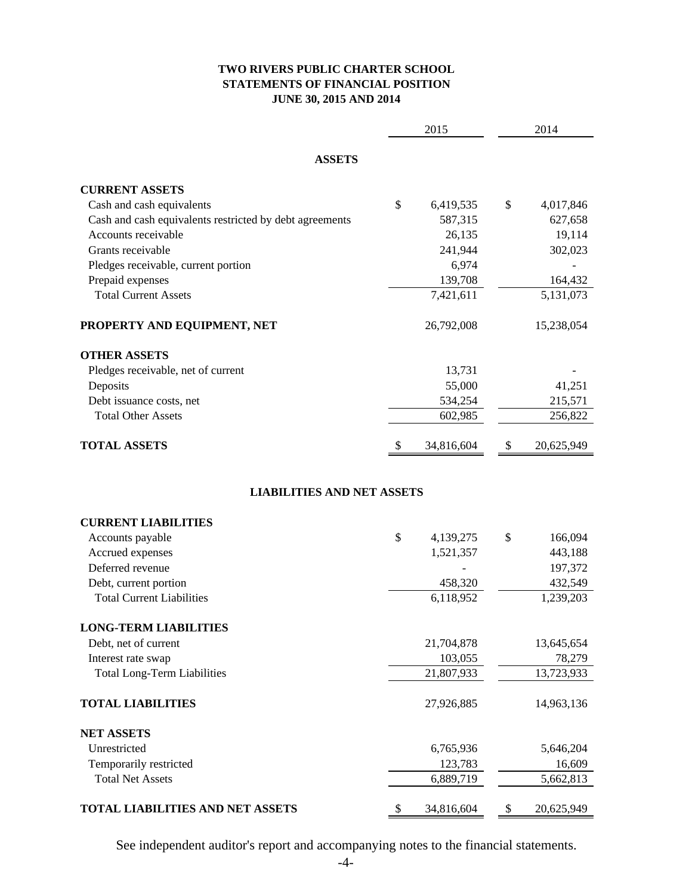# TWO RIVERS PUBLIC CHARTER SCHOOL
## STATEMENTS OF FINANCIAL POSITION
### JUNE 30, 2015 AND 2014

| | 2015 | 2014 |
|---|---|---|
| **ASSETS** | | |
| **CURRENT ASSETS** | | |
| Cash and cash equivalents | $ 6,419,535 | $ 4,017,846 |
| Cash and cash equivalents restricted by debt agreements | 587,315 | 627,658 |
| Accounts receivable | 26,135 | 19,114 |
| Grants receivable | 241,944 | 302,023 |
| Pledges receivable, current portion | 6,974 | - |
| Prepaid expenses | 139,708 | 164,432 |
| Total Current Assets | 7,421,611 | 5,131,073 |
| **PROPERTY AND EQUIPMENT, NET** | 26,792,008 | 15,238,054 |
| **OTHER ASSETS** | | |
| Pledges receivable, net of current | 13,731 | - |
| Deposits | 55,000 | 41,251 |
| Debt issuance costs, net | 534,254 | 215,571 |
| Total Other Assets | 602,985 | 256,822 |
| **TOTAL ASSETS** | $ 34,816,604 | $ 20,625,949 |

| | 2015 | 2014 |
|---|---|---|
| **LIABILITIES AND NET ASSETS** | | |
| **CURRENT LIABILITIES** | | |
| Accounts payable | $ 4,139,275 | $ 166,094 |
| Accrued expenses | 1,521,357 | 443,188 |
| Deferred revenue | - | 197,372 |
| Debt, current portion | 458,320 | 432,549 |
| Total Current Liabilities | 6,118,952 | 1,239,203 |
| **LONG-TERM LIABILITIES** | | |
| Debt, net of current | 21,704,878 | 13,645,654 |
| Interest rate swap | 103,055 | 78,279 |
| Total Long-Term Liabilities | 21,807,933 | 13,723,933 |
| **TOTAL LIABILITIES** | 27,926,885 | 14,963,136 |
| **NET ASSETS** | | |
| Unrestricted | 6,765,936 | 5,646,204 |
| Temporarily restricted | 123,783 | 16,609 |
| Total Net Assets | 6,889,719 | 5,662,813 |
| **TOTAL LIABILITIES AND NET ASSETS** | $ 34,816,604 | $ 20,625,949 |

See independent auditor's report and accompanying notes to the financial statements.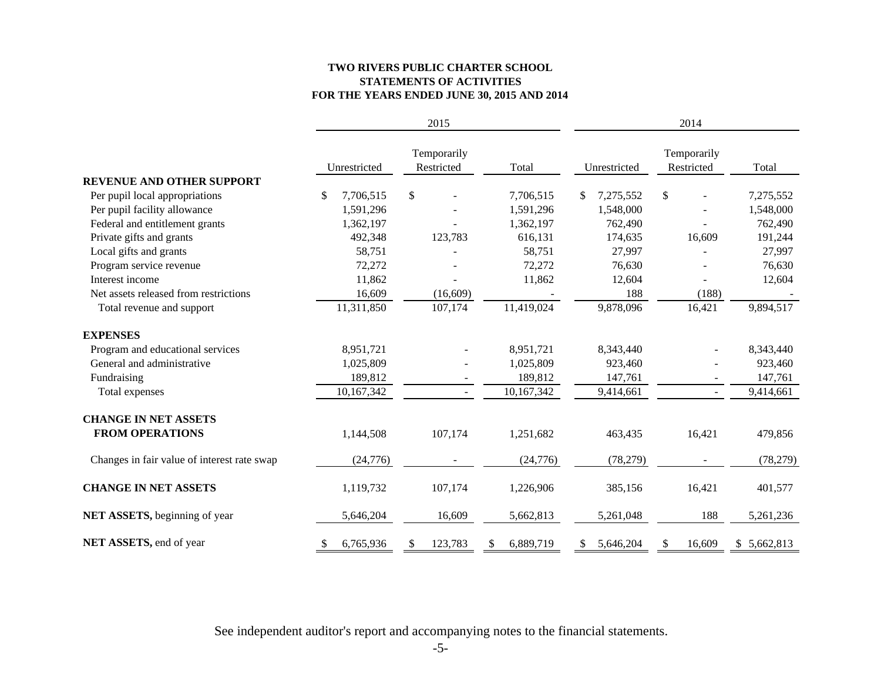**TWO RIVERS PUBLIC CHARTER SCHOOL**
**STATEMENTS OF ACTIVITIES**
**FOR THE YEARS ENDED JUNE 30, 2015 AND 2014**

| | 2015 | | | 2014 | | |
|---|---|---|---|---|---|---|
| | Unrestricted | Temporarily Restricted | Total | Unrestricted | Temporarily Restricted | Total |
| **REVENUE AND OTHER SUPPORT** | | | | | | |
| Per pupil local appropriations | $ 7,706,515 | $ - | 7,706,515 | $ 7,275,552 | $ - | 7,275,552 |
| Per pupil facility allowance | 1,591,296 | - | 1,591,296 | 1,548,000 | - | 1,548,000 |
| Federal and entitlement grants | 1,362,197 | - | 1,362,197 | 762,490 | - | 762,490 |
| Private gifts and grants | 492,348 | 123,783 | 616,131 | 174,635 | 16,609 | 191,244 |
| Local gifts and grants | 58,751 | - | 58,751 | 27,997 | - | 27,997 |
| Program service revenue | 72,272 | - | 72,272 | 76,630 | - | 76,630 |
| Interest income | 11,862 | - | 11,862 | 12,604 | - | 12,604 |
| Net assets released from restrictions | 16,609 | (16,609) | - | 188 | (188) | - |
| Total revenue and support | 11,311,850 | 107,174 | 11,419,024 | 9,878,096 | 16,421 | 9,894,517 |
| **EXPENSES** | | | | | | |
| Program and educational services | 8,951,721 | - | 8,951,721 | 8,343,440 | - | 8,343,440 |
| General and administrative | 1,025,809 | - | 1,025,809 | 923,460 | - | 923,460 |
| Fundraising | 189,812 | - | 189,812 | 147,761 | - | 147,761 |
| Total expenses | 10,167,342 | - | 10,167,342 | 9,414,661 | - | 9,414,661 |
| **CHANGE IN NET ASSETS FROM OPERATIONS** | 1,144,508 | 107,174 | 1,251,682 | 463,435 | 16,421 | 479,856 |
| Changes in fair value of interest rate swap | (24,776) | - | (24,776) | (78,279) | - | (78,279) |
| **CHANGE IN NET ASSETS** | 1,119,732 | 107,174 | 1,226,906 | 385,156 | 16,421 | 401,577 |
| **NET ASSETS,** beginning of year | 5,646,204 | 16,609 | 5,662,813 | 5,261,048 | 188 | 5,261,236 |
| **NET ASSETS,** end of year | $ 6,765,936 | $ 123,783 | $ 6,889,719 | $ 5,646,204 | $ 16,609 | $ 5,662,813 |

See independent auditor's report and accompanying notes to the financial statements.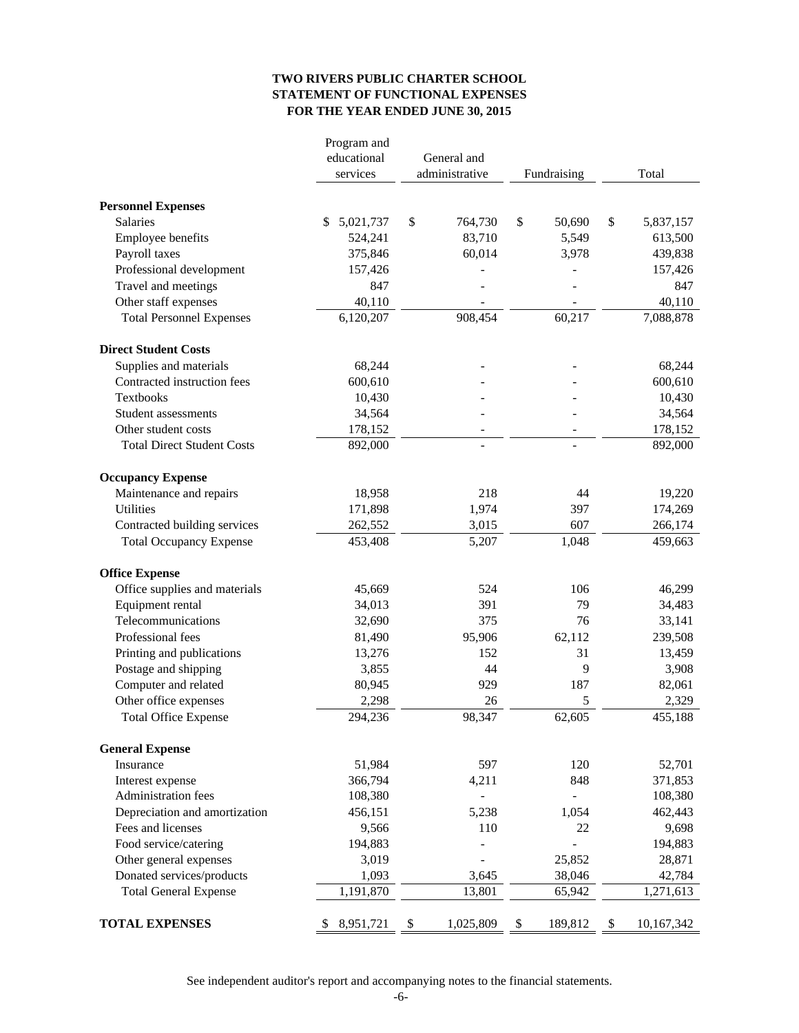**TWO RIVERS PUBLIC CHARTER SCHOOL**
**STATEMENT OF FUNCTIONAL EXPENSES**
**FOR THE YEAR ENDED JUNE 30, 2015**

| | Program and educational services | General and administrative | Fundraising | Total |
|---|---|---|---|---|
| **Personnel Expenses** | | | | |
| Salaries | $ 5,021,737 | $ 764,730 | $ 50,690 | $ 5,837,157 |
| Employee benefits | 524,241 | 83,710 | 5,549 | 613,500 |
| Payroll taxes | 375,846 | 60,014 | 3,978 | 439,838 |
| Professional development | 157,426 | - | - | 157,426 |
| Travel and meetings | 847 | - | - | 847 |
| Other staff expenses | 40,110 | - | - | 40,110 |
| Total Personnel Expenses | 6,120,207 | 908,454 | 60,217 | 7,088,878 |
| **Direct Student Costs** | | | | |
| Supplies and materials | 68,244 | - | - | 68,244 |
| Contracted instruction fees | 600,610 | - | - | 600,610 |
| Textbooks | 10,430 | - | - | 10,430 |
| Student assessments | 34,564 | - | - | 34,564 |
| Other student costs | 178,152 | - | - | 178,152 |
| Total Direct Student Costs | 892,000 | - | - | 892,000 |
| **Occupancy Expense** | | | | |
| Maintenance and repairs | 18,958 | 218 | 44 | 19,220 |
| Utilities | 171,898 | 1,974 | 397 | 174,269 |
| Contracted building services | 262,552 | 3,015 | 607 | 266,174 |
| Total Occupancy Expense | 453,408 | 5,207 | 1,048 | 459,663 |
| **Office Expense** | | | | |
| Office supplies and materials | 45,669 | 524 | 106 | 46,299 |
| Equipment rental | 34,013 | 391 | 79 | 34,483 |
| Telecommunications | 32,690 | 375 | 76 | 33,141 |
| Professional fees | 81,490 | 95,906 | 62,112 | 239,508 |
| Printing and publications | 13,276 | 152 | 31 | 13,459 |
| Postage and shipping | 3,855 | 44 | 9 | 3,908 |
| Computer and related | 80,945 | 929 | 187 | 82,061 |
| Other office expenses | 2,298 | 26 | 5 | 2,329 |
| Total Office Expense | 294,236 | 98,347 | 62,605 | 455,188 |
| **General Expense** | | | | |
| Insurance | 51,984 | 597 | 120 | 52,701 |
| Interest expense | 366,794 | 4,211 | 848 | 371,853 |
| Administration fees | 108,380 | - | - | 108,380 |
| Depreciation and amortization | 456,151 | 5,238 | 1,054 | 462,443 |
| Fees and licenses | 9,566 | 110 | 22 | 9,698 |
| Food service/catering | 194,883 | - | - | 194,883 |
| Other general expenses | 3,019 | - | 25,852 | 28,871 |
| Donated services/products | 1,093 | 3,645 | 38,046 | 42,784 |
| Total General Expense | 1,191,870 | 13,801 | 65,942 | 1,271,613 |
| **TOTAL EXPENSES** | $ 8,951,721 | $ 1,025,809 | $ 189,812 | $ 10,167,342 |

See independent auditor's report and accompanying notes to the financial statements.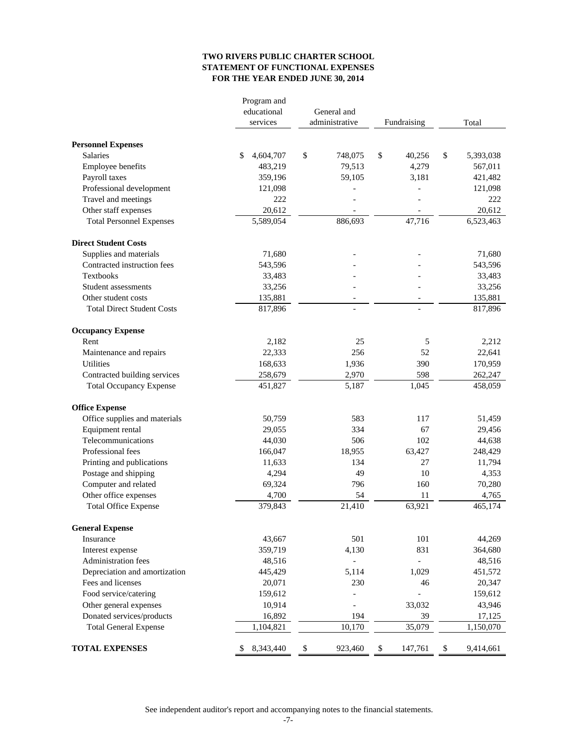# TWO RIVERS PUBLIC CHARTER SCHOOL
## STATEMENT OF FUNCTIONAL EXPENSES
### FOR THE YEAR ENDED JUNE 30, 2014

| | Program and educational services | General and administrative | Fundraising | Total |
|---|---|---|---|---|
| **Personnel Expenses** | | | | |
| Salaries | $ 4,604,707 | $ 748,075 | $ 40,256 | $ 5,393,038 |
| Employee benefits | 483,219 | 79,513 | 4,279 | 567,011 |
| Payroll taxes | 359,196 | 59,105 | 3,181 | 421,482 |
| Professional development | 121,098 | - | - | 121,098 |
| Travel and meetings | 222 | - | - | 222 |
| Other staff expenses | 20,612 | - | - | 20,612 |
| Total Personnel Expenses | 5,589,054 | 886,693 | 47,716 | 6,523,463 |
| **Direct Student Costs** | | | | |
| Supplies and materials | 71,680 | - | - | 71,680 |
| Contracted instruction fees | 543,596 | - | - | 543,596 |
| Textbooks | 33,483 | - | - | 33,483 |
| Student assessments | 33,256 | - | - | 33,256 |
| Other student costs | 135,881 | - | - | 135,881 |
| Total Direct Student Costs | 817,896 | - | - | 817,896 |
| **Occupancy Expense** | | | | |
| Rent | 2,182 | 25 | 5 | 2,212 |
| Maintenance and repairs | 22,333 | 256 | 52 | 22,641 |
| Utilities | 168,633 | 1,936 | 390 | 170,959 |
| Contracted building services | 258,679 | 2,970 | 598 | 262,247 |
| Total Occupancy Expense | 451,827 | 5,187 | 1,045 | 458,059 |
| **Office Expense** | | | | |
| Office supplies and materials | 50,759 | 583 | 117 | 51,459 |
| Equipment rental | 29,055 | 334 | 67 | 29,456 |
| Telecommunications | 44,030 | 506 | 102 | 44,638 |
| Professional fees | 166,047 | 18,955 | 63,427 | 248,429 |
| Printing and publications | 11,633 | 134 | 27 | 11,794 |
| Postage and shipping | 4,294 | 49 | 10 | 4,353 |
| Computer and related | 69,324 | 796 | 160 | 70,280 |
| Other office expenses | 4,700 | 54 | 11 | 4,765 |
| Total Office Expense | 379,843 | 21,410 | 63,921 | 465,174 |
| **General Expense** | | | | |
| Insurance | 43,667 | 501 | 101 | 44,269 |
| Interest expense | 359,719 | 4,130 | 831 | 364,680 |
| Administration fees | 48,516 | - | - | 48,516 |
| Depreciation and amortization | 445,429 | 5,114 | 1,029 | 451,572 |
| Fees and licenses | 20,071 | 230 | 46 | 20,347 |
| Food service/catering | 159,612 | - | - | 159,612 |
| Other general expenses | 10,914 | - | 33,032 | 43,946 |
| Donated services/products | 16,892 | 194 | 39 | 17,125 |
| Total General Expense | 1,104,821 | 10,170 | 35,079 | 1,150,070 |
| **TOTAL EXPENSES** | $ 8,343,440 | $ 923,460 | $ 147,761 | $ 9,414,661 |

See independent auditor's report and accompanying notes to the financial statements.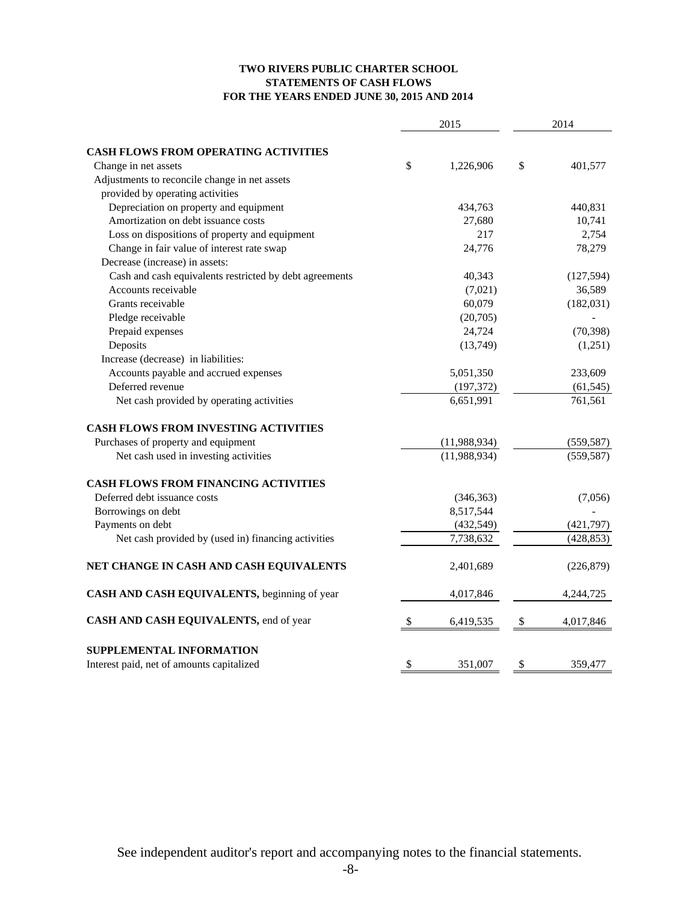# TWO RIVERS PUBLIC CHARTER SCHOOL
## STATEMENTS OF CASH FLOWS
## FOR THE YEARS ENDED JUNE 30, 2015 AND 2014

| | 2015 | 2014 |
|---|---|---|
| **CASH FLOWS FROM OPERATING ACTIVITIES** | | |
| Change in net assets | $ 1,226,906 | $ 401,577 |
| Adjustments to reconcile change in net assets provided by operating activities | | |
| Depreciation on property and equipment | 434,763 | 440,831 |
| Amortization on debt issuance costs | 27,680 | 10,741 |
| Loss on dispositions of property and equipment | 217 | 2,754 |
| Change in fair value of interest rate swap | 24,776 | 78,279 |
| Decrease (increase) in assets: | | |
| Cash and cash equivalents restricted by debt agreements | 40,343 | (127,594) |
| Accounts receivable | (7,021) | 36,589 |
| Grants receivable | 60,079 | (182,031) |
| Pledge receivable | (20,705) | - |
| Prepaid expenses | 24,724 | (70,398) |
| Deposits | (13,749) | (1,251) |
| Increase (decrease) in liabilities: | | |
| Accounts payable and accrued expenses | 5,051,350 | 233,609 |
| Deferred revenue | (197,372) | (61,545) |
| Net cash provided by operating activities | 6,651,991 | 761,561 |
| **CASH FLOWS FROM INVESTING ACTIVITIES** | | |
| Purchases of property and equipment | (11,988,934) | (559,587) |
| Net cash used in investing activities | (11,988,934) | (559,587) |
| **CASH FLOWS FROM FINANCING ACTIVITIES** | | |
| Deferred debt issuance costs | (346,363) | (7,056) |
| Borrowings on debt | 8,517,544 | - |
| Payments on debt | (432,549) | (421,797) |
| Net cash provided by (used in) financing activities | 7,738,632 | (428,853) |
| **NET CHANGE IN CASH AND CASH EQUIVALENTS** | 2,401,689 | (226,879) |
| **CASH AND CASH EQUIVALENTS,** beginning of year | 4,017,846 | 4,244,725 |
| **CASH AND CASH EQUIVALENTS,** end of year | $ 6,419,535 | $ 4,017,846 |
| **SUPPLEMENTAL INFORMATION** | | |
| Interest paid, net of amounts capitalized | $ 351,007 | $ 359,477 |

See independent auditor's report and accompanying notes to the financial statements.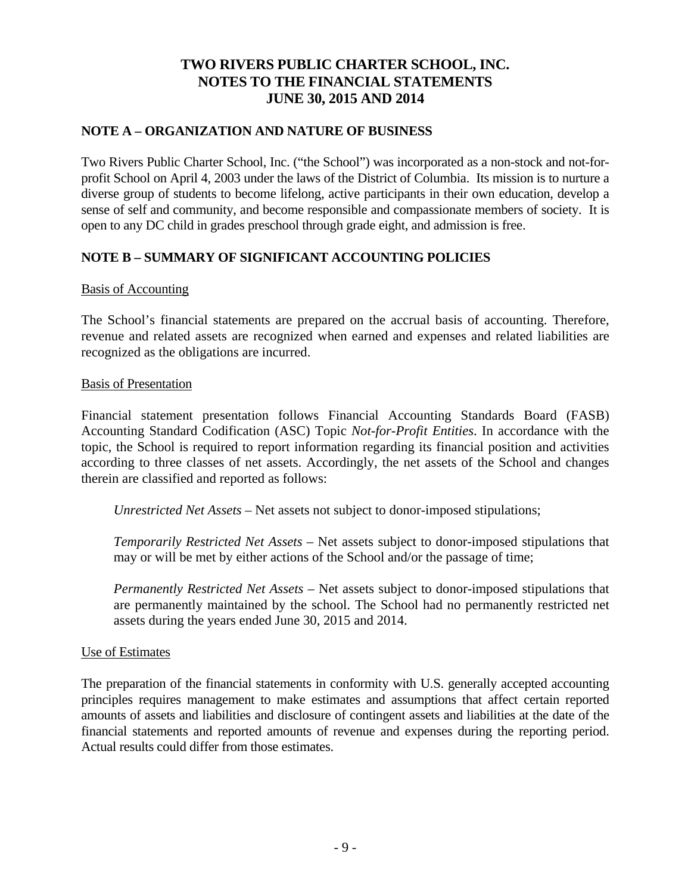# TWO RIVERS PUBLIC CHARTER SCHOOL, INC.
# NOTES TO THE FINANCIAL STATEMENTS
# JUNE 30, 2015 AND 2014

## NOTE A – ORGANIZATION AND NATURE OF BUSINESS

Two Rivers Public Charter School, Inc. ("the School") was incorporated as a non-stock and not-for-profit School on April 4, 2003 under the laws of the District of Columbia. Its mission is to nurture a diverse group of students to become lifelong, active participants in their own education, develop a sense of self and community, and become responsible and compassionate members of society. It is open to any DC child in grades preschool through grade eight, and admission is free.

## NOTE B – SUMMARY OF SIGNIFICANT ACCOUNTING POLICIES

### Basis of Accounting

The School's financial statements are prepared on the accrual basis of accounting. Therefore, revenue and related assets are recognized when earned and expenses and related liabilities are recognized as the obligations are incurred.

### Basis of Presentation

Financial statement presentation follows Financial Accounting Standards Board (FASB) Accounting Standard Codification (ASC) Topic *Not-for-Profit Entities*. In accordance with the topic, the School is required to report information regarding its financial position and activities according to three classes of net assets. Accordingly, the net assets of the School and changes therein are classified and reported as follows:

*Unrestricted Net Assets* – Net assets not subject to donor-imposed stipulations;

*Temporarily Restricted Net Assets* – Net assets subject to donor-imposed stipulations that may or will be met by either actions of the School and/or the passage of time;

*Permanently Restricted Net Assets* – Net assets subject to donor-imposed stipulations that are permanently maintained by the school. The School had no permanently restricted net assets during the years ended June 30, 2015 and 2014.

### Use of Estimates

The preparation of the financial statements in conformity with U.S. generally accepted accounting principles requires management to make estimates and assumptions that affect certain reported amounts of assets and liabilities and disclosure of contingent assets and liabilities at the date of the financial statements and reported amounts of revenue and expenses during the reporting period. Actual results could differ from those estimates.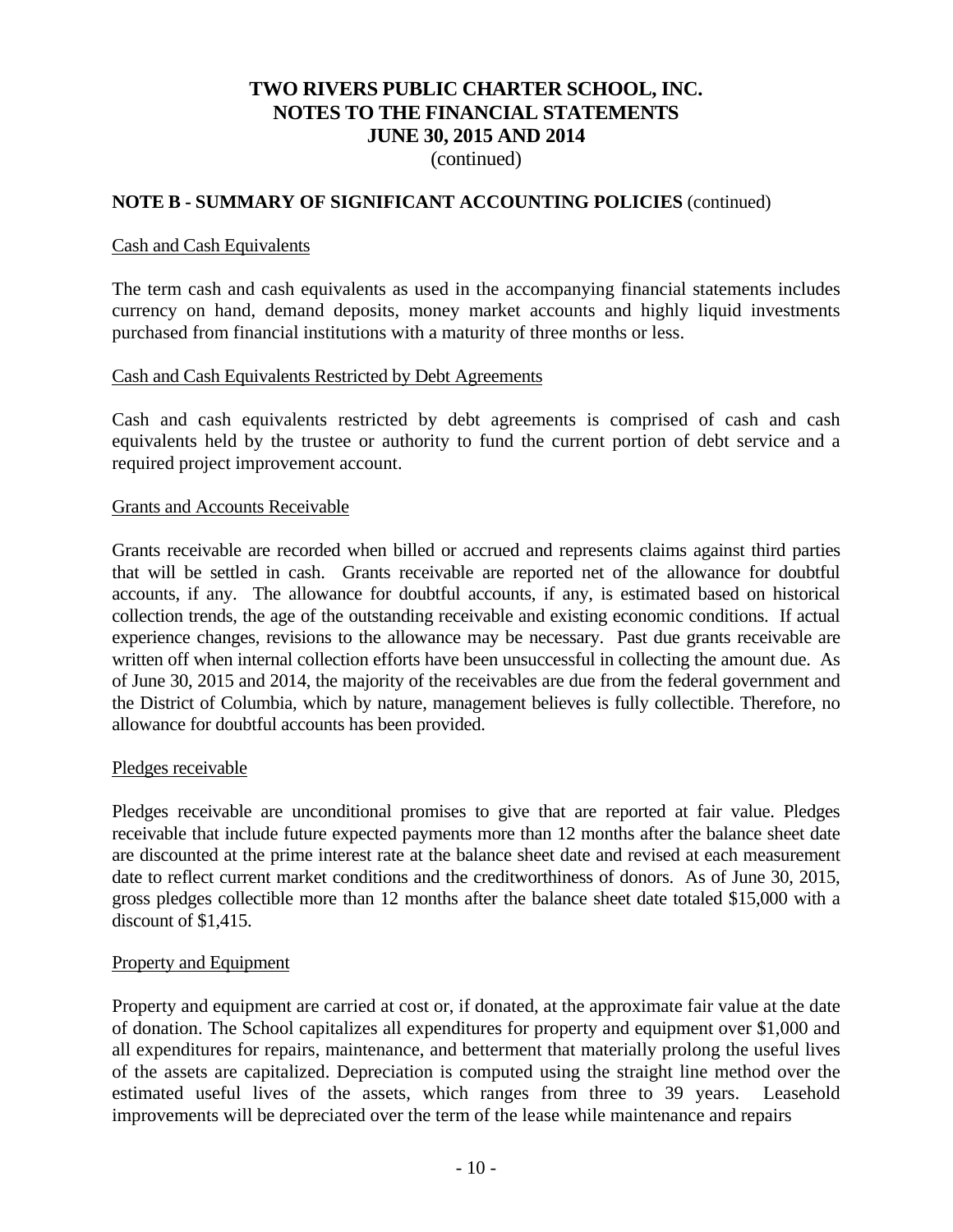# TWO RIVERS PUBLIC CHARTER SCHOOL, INC.
# NOTES TO THE FINANCIAL STATEMENTS
# JUNE 30, 2015 AND 2014
(continued)

## NOTE B - SUMMARY OF SIGNIFICANT ACCOUNTING POLICIES (continued)

### Cash and Cash Equivalents

The term cash and cash equivalents as used in the accompanying financial statements includes currency on hand, demand deposits, money market accounts and highly liquid investments purchased from financial institutions with a maturity of three months or less.

### Cash and Cash Equivalents Restricted by Debt Agreements

Cash and cash equivalents restricted by debt agreements is comprised of cash and cash equivalents held by the trustee or authority to fund the current portion of debt service and a required project improvement account.

### Grants and Accounts Receivable

Grants receivable are recorded when billed or accrued and represents claims against third parties that will be settled in cash. Grants receivable are reported net of the allowance for doubtful accounts, if any. The allowance for doubtful accounts, if any, is estimated based on historical collection trends, the age of the outstanding receivable and existing economic conditions. If actual experience changes, revisions to the allowance may be necessary. Past due grants receivable are written off when internal collection efforts have been unsuccessful in collecting the amount due. As of June 30, 2015 and 2014, the majority of the receivables are due from the federal government and the District of Columbia, which by nature, management believes is fully collectible. Therefore, no allowance for doubtful accounts has been provided.

### Pledges receivable

Pledges receivable are unconditional promises to give that are reported at fair value. Pledges receivable that include future expected payments more than 12 months after the balance sheet date are discounted at the prime interest rate at the balance sheet date and revised at each measurement date to reflect current market conditions and the creditworthiness of donors. As of June 30, 2015, gross pledges collectible more than 12 months after the balance sheet date totaled $15,000 with a discount of $1,415.

### Property and Equipment

Property and equipment are carried at cost or, if donated, at the approximate fair value at the date of donation. The School capitalizes all expenditures for property and equipment over $1,000 and all expenditures for repairs, maintenance, and betterment that materially prolong the useful lives of the assets are capitalized. Depreciation is computed using the straight line method over the estimated useful lives of the assets, which ranges from three to 39 years. Leasehold improvements will be depreciated over the term of the lease while maintenance and repairs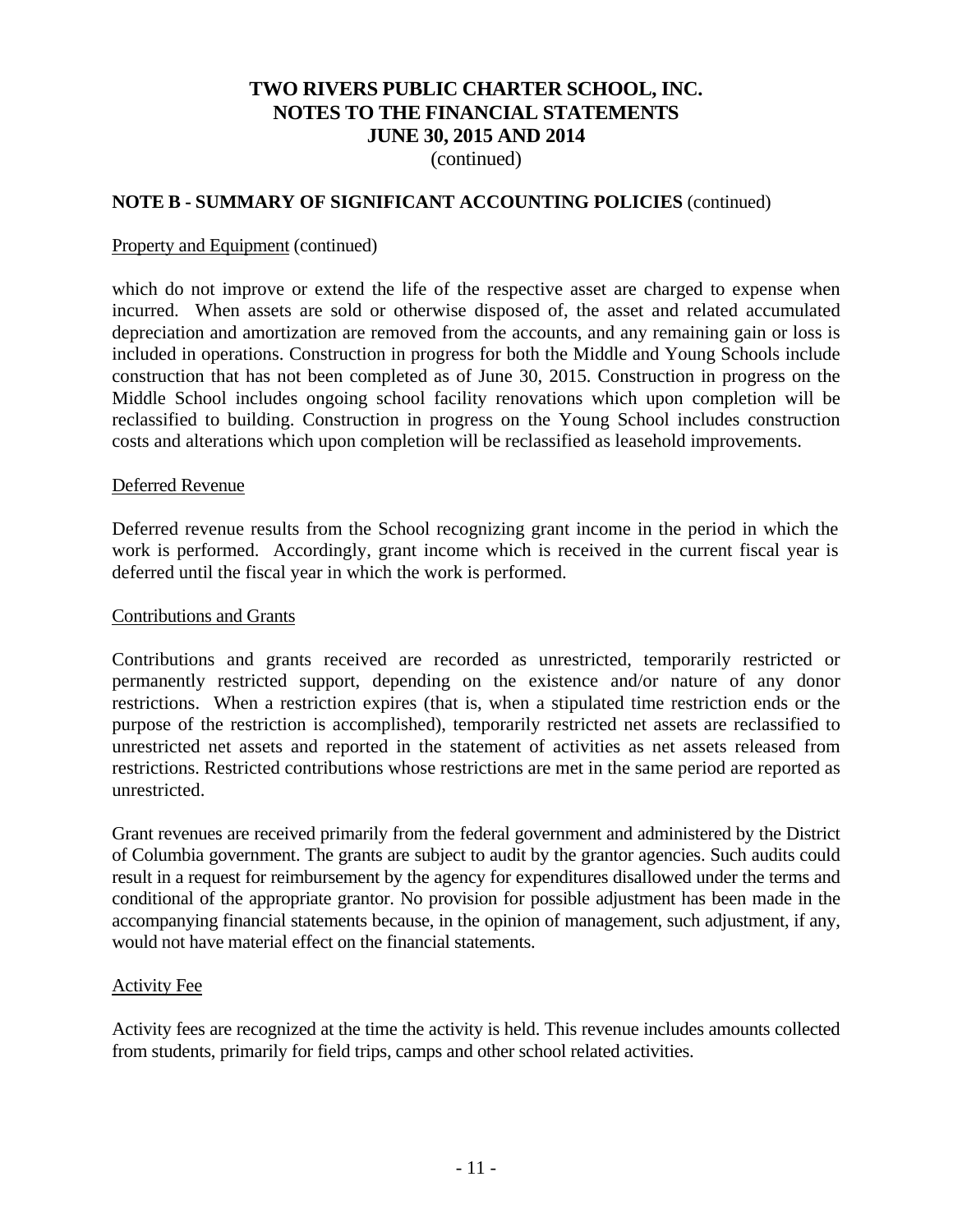# TWO RIVERS PUBLIC CHARTER SCHOOL, INC.
# NOTES TO THE FINANCIAL STATEMENTS
# JUNE 30, 2015 AND 2014
(continued)

## NOTE B - SUMMARY OF SIGNIFICANT ACCOUNTING POLICIES (continued)

Property and Equipment (continued)

which do not improve or extend the life of the respective asset are charged to expense when incurred. When assets are sold or otherwise disposed of, the asset and related accumulated depreciation and amortization are removed from the accounts, and any remaining gain or loss is included in operations. Construction in progress for both the Middle and Young Schools include construction that has not been completed as of June 30, 2015. Construction in progress on the Middle School includes ongoing school facility renovations which upon completion will be reclassified to building. Construction in progress on the Young School includes construction costs and alterations which upon completion will be reclassified as leasehold improvements.

Deferred Revenue

Deferred revenue results from the School recognizing grant income in the period in which the work is performed. Accordingly, grant income which is received in the current fiscal year is deferred until the fiscal year in which the work is performed.

Contributions and Grants

Contributions and grants received are recorded as unrestricted, temporarily restricted or permanently restricted support, depending on the existence and/or nature of any donor restrictions. When a restriction expires (that is, when a stipulated time restriction ends or the purpose of the restriction is accomplished), temporarily restricted net assets are reclassified to unrestricted net assets and reported in the statement of activities as net assets released from restrictions. Restricted contributions whose restrictions are met in the same period are reported as unrestricted.

Grant revenues are received primarily from the federal government and administered by the District of Columbia government. The grants are subject to audit by the grantor agencies. Such audits could result in a request for reimbursement by the agency for expenditures disallowed under the terms and conditional of the appropriate grantor. No provision for possible adjustment has been made in the accompanying financial statements because, in the opinion of management, such adjustment, if any, would not have material effect on the financial statements.

Activity Fee

Activity fees are recognized at the time the activity is held. This revenue includes amounts collected from students, primarily for field trips, camps and other school related activities.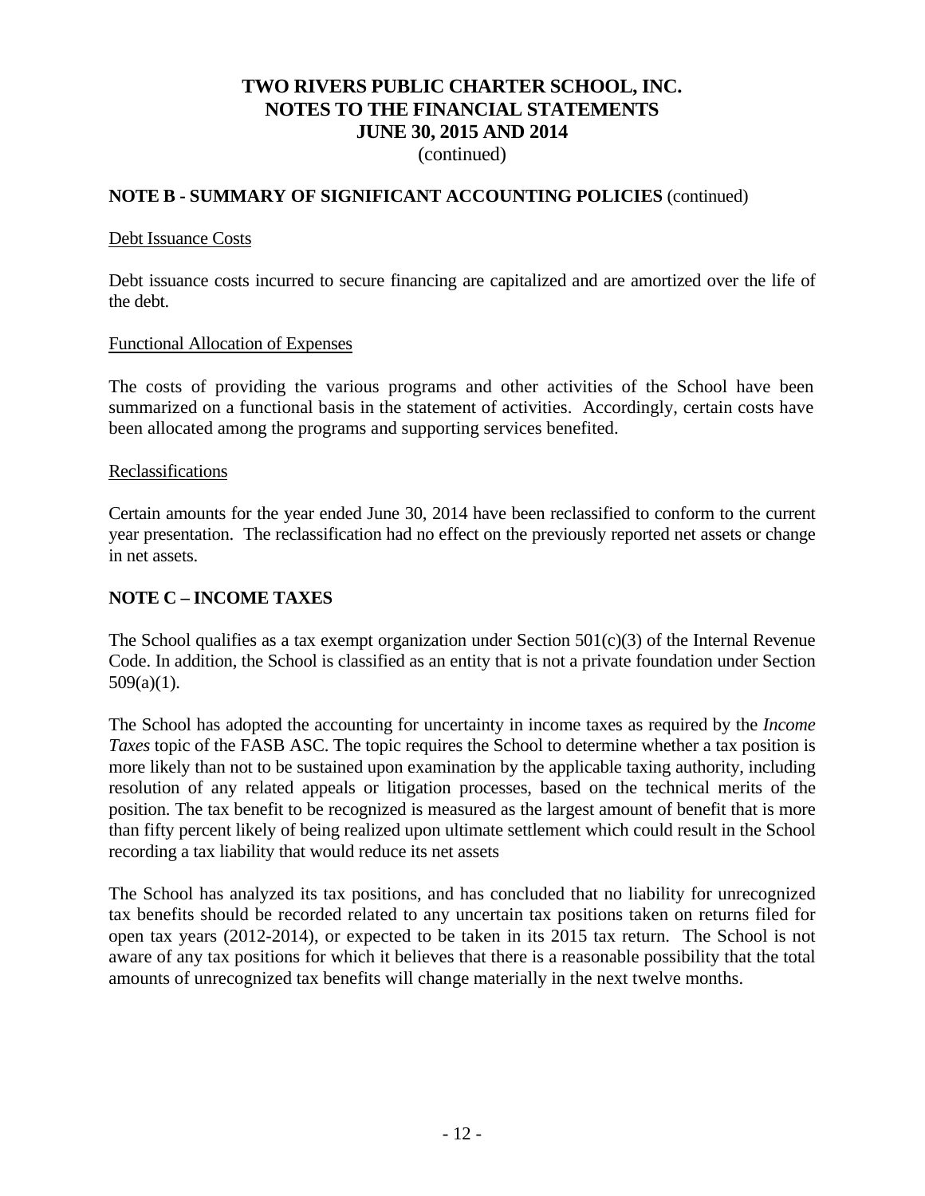# TWO RIVERS PUBLIC CHARTER SCHOOL, INC.
# NOTES TO THE FINANCIAL STATEMENTS
# JUNE 30, 2015 AND 2014
(continued)

## NOTE B - SUMMARY OF SIGNIFICANT ACCOUNTING POLICIES (continued)

Debt Issuance Costs

Debt issuance costs incurred to secure financing are capitalized and are amortized over the life of the debt.

Functional Allocation of Expenses

The costs of providing the various programs and other activities of the School have been summarized on a functional basis in the statement of activities. Accordingly, certain costs have been allocated among the programs and supporting services benefited.

Reclassifications

Certain amounts for the year ended June 30, 2014 have been reclassified to conform to the current year presentation. The reclassification had no effect on the previously reported net assets or change in net assets.

## NOTE C – INCOME TAXES

The School qualifies as a tax exempt organization under Section 501(c)(3) of the Internal Revenue Code. In addition, the School is classified as an entity that is not a private foundation under Section 509(a)(1).

The School has adopted the accounting for uncertainty in income taxes as required by the *Income Taxes* topic of the FASB ASC. The topic requires the School to determine whether a tax position is more likely than not to be sustained upon examination by the applicable taxing authority, including resolution of any related appeals or litigation processes, based on the technical merits of the position. The tax benefit to be recognized is measured as the largest amount of benefit that is more than fifty percent likely of being realized upon ultimate settlement which could result in the School recording a tax liability that would reduce its net assets

The School has analyzed its tax positions, and has concluded that no liability for unrecognized tax benefits should be recorded related to any uncertain tax positions taken on returns filed for open tax years (2012-2014), or expected to be taken in its 2015 tax return. The School is not aware of any tax positions for which it believes that there is a reasonable possibility that the total amounts of unrecognized tax benefits will change materially in the next twelve months.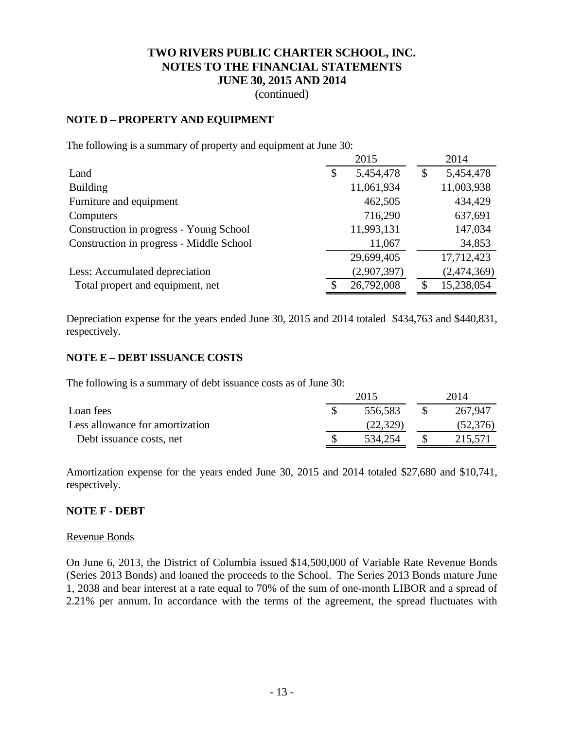# TWO RIVERS PUBLIC CHARTER SCHOOL, INC.
# NOTES TO THE FINANCIAL STATEMENTS
# JUNE 30, 2015 AND 2014
(continued)

## NOTE D – PROPERTY AND EQUIPMENT

The following is a summary of property and equipment at June 30:

| | 2015 | 2014 |
|---|---|---|
| Land | $ 5,454,478 | $ 5,454,478 |
| Building | 11,061,934 | 11,003,938 |
| Furniture and equipment | 462,505 | 434,429 |
| Computers | 716,290 | 637,691 |
| Construction in progress - Young School | 11,993,131 | 147,034 |
| Construction in progress - Middle School | 11,067 | 34,853 |
| | 29,699,405 | 17,712,423 |
| Less: Accumulated depreciation | (2,907,397) | (2,474,369) |
| Total propert and equipment, net | $ 26,792,008 | $ 15,238,054 |

Depreciation expense for the years ended June 30, 2015 and 2014 totaled $434,763 and $440,831, respectively.

## NOTE E – DEBT ISSUANCE COSTS

The following is a summary of debt issuance costs as of June 30:

| | 2015 | 2014 |
|---|---|---|
| Loan fees | $ 556,583 | $ 267,947 |
| Less allowance for amortization | (22,329) | (52,376) |
| Debt issuance costs, net | $ 534,254 | $ 215,571 |

Amortization expense for the years ended June 30, 2015 and 2014 totaled $27,680 and $10,741, respectively.

## NOTE F - DEBT

Revenue Bonds

On June 6, 2013, the District of Columbia issued $14,500,000 of Variable Rate Revenue Bonds (Series 2013 Bonds) and loaned the proceeds to the School. The Series 2013 Bonds mature June 1, 2038 and bear interest at a rate equal to 70% of the sum of one-month LIBOR and a spread of 2.21% per annum. In accordance with the terms of the agreement, the spread fluctuates with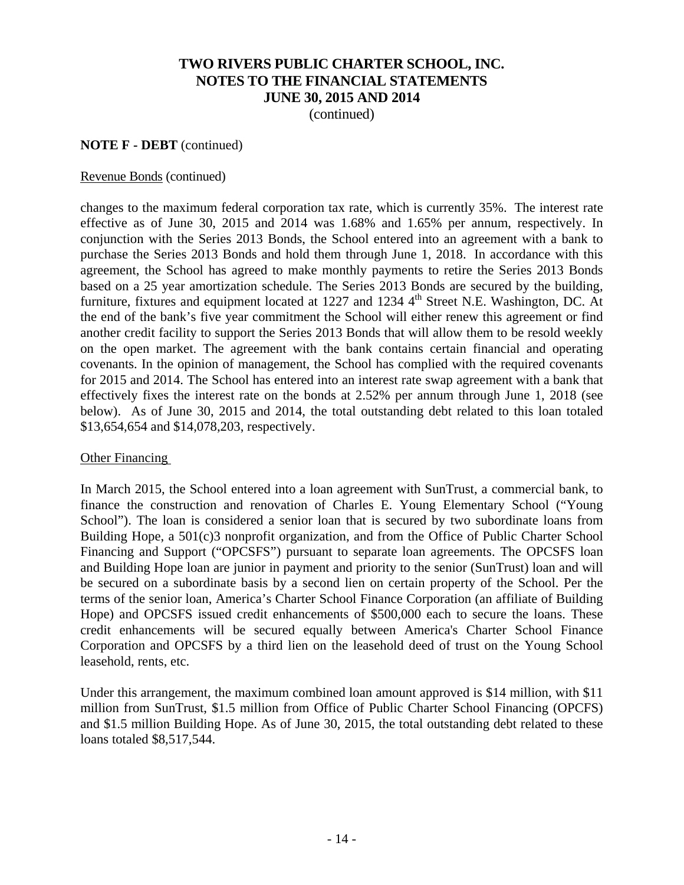# TWO RIVERS PUBLIC CHARTER SCHOOL, INC.
# NOTES TO THE FINANCIAL STATEMENTS
# JUNE 30, 2015 AND 2014
(continued)

**NOTE F - DEBT** (continued)

Revenue Bonds (continued)

changes to the maximum federal corporation tax rate, which is currently 35%. The interest rate effective as of June 30, 2015 and 2014 was 1.68% and 1.65% per annum, respectively. In conjunction with the Series 2013 Bonds, the School entered into an agreement with a bank to purchase the Series 2013 Bonds and hold them through June 1, 2018. In accordance with this agreement, the School has agreed to make monthly payments to retire the Series 2013 Bonds based on a 25 year amortization schedule. The Series 2013 Bonds are secured by the building, furniture, fixtures and equipment located at 1227 and 1234 4th Street N.E. Washington, DC. At the end of the bank's five year commitment the School will either renew this agreement or find another credit facility to support the Series 2013 Bonds that will allow them to be resold weekly on the open market. The agreement with the bank contains certain financial and operating covenants. In the opinion of management, the School has complied with the required covenants for 2015 and 2014. The School has entered into an interest rate swap agreement with a bank that effectively fixes the interest rate on the bonds at 2.52% per annum through June 1, 2018 (see below). As of June 30, 2015 and 2014, the total outstanding debt related to this loan totaled $13,654,654 and $14,078,203, respectively.

Other Financing

In March 2015, the School entered into a loan agreement with SunTrust, a commercial bank, to finance the construction and renovation of Charles E. Young Elementary School ("Young School"). The loan is considered a senior loan that is secured by two subordinate loans from Building Hope, a 501(c)3 nonprofit organization, and from the Office of Public Charter School Financing and Support ("OPCSFS") pursuant to separate loan agreements. The OPCSFS loan and Building Hope loan are junior in payment and priority to the senior (SunTrust) loan and will be secured on a subordinate basis by a second lien on certain property of the School. Per the terms of the senior loan, America's Charter School Finance Corporation (an affiliate of Building Hope) and OPCSFS issued credit enhancements of $500,000 each to secure the loans. These credit enhancements will be secured equally between America's Charter School Finance Corporation and OPCSFS by a third lien on the leasehold deed of trust on the Young School leasehold, rents, etc.

Under this arrangement, the maximum combined loan amount approved is $14 million, with $11 million from SunTrust, $1.5 million from Office of Public Charter School Financing (OPCFS) and $1.5 million Building Hope. As of June 30, 2015, the total outstanding debt related to these loans totaled $8,517,544.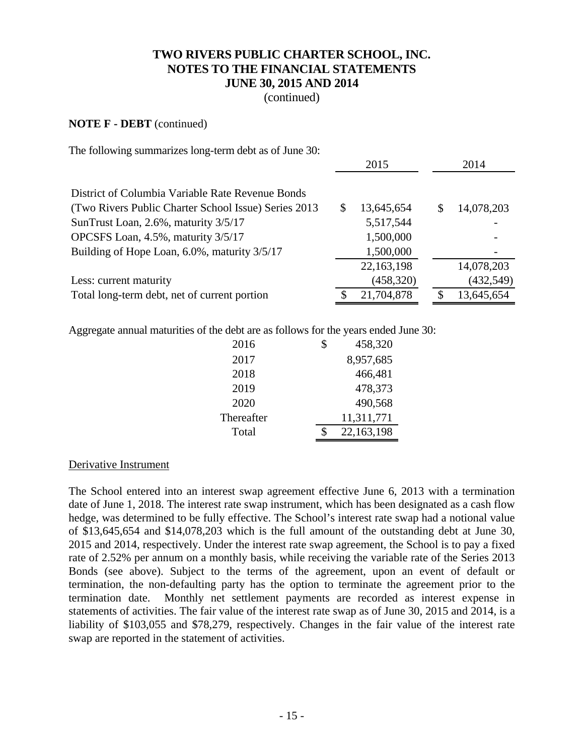# TWO RIVERS PUBLIC CHARTER SCHOOL, INC.
## NOTES TO THE FINANCIAL STATEMENTS
## JUNE 30, 2015 AND 2014
(continued)

**NOTE F - DEBT** (continued)

The following summarizes long-term debt as of June 30:

| | 2015 | 2014 |
|---|---|---|
| District of Columbia Variable Rate Revenue Bonds (Two Rivers Public Charter School Issue) Series 2013 | $ 13,645,654 | $ 14,078,203 |
| SunTrust Loan, 2.6%, maturity 3/5/17 | 5,517,544 | - |
| OPCSFS Loan, 4.5%, maturity 3/5/17 | 1,500,000 | - |
| Building of Hope Loan, 6.0%, maturity 3/5/17 | 1,500,000 | - |
| | 22,163,198 | 14,078,203 |
| Less: current maturity | (458,320) | (432,549) |
| Total long-term debt, net of current portion | $ 21,704,878 | $ 13,645,654 |

Aggregate annual maturities of the debt are as follows for the years ended June 30:

| | |
|---|---|
| 2016 | $ 458,320 |
| 2017 | 8,957,685 |
| 2018 | 466,481 |
| 2019 | 478,373 |
| 2020 | 490,568 |
| Thereafter | 11,311,771 |
| Total | $ 22,163,198 |

Derivative Instrument

The School entered into an interest swap agreement effective June 6, 2013 with a termination date of June 1, 2018. The interest rate swap instrument, which has been designated as a cash flow hedge, was determined to be fully effective. The School's interest rate swap had a notional value of $13,645,654 and $14,078,203 which is the full amount of the outstanding debt at June 30, 2015 and 2014, respectively. Under the interest rate swap agreement, the School is to pay a fixed rate of 2.52% per annum on a monthly basis, while receiving the variable rate of the Series 2013 Bonds (see above). Subject to the terms of the agreement, upon an event of default or termination, the non-defaulting party has the option to terminate the agreement prior to the termination date. Monthly net settlement payments are recorded as interest expense in statements of activities. The fair value of the interest rate swap as of June 30, 2015 and 2014, is a liability of $103,055 and $78,279, respectively. Changes in the fair value of the interest rate swap are reported in the statement of activities.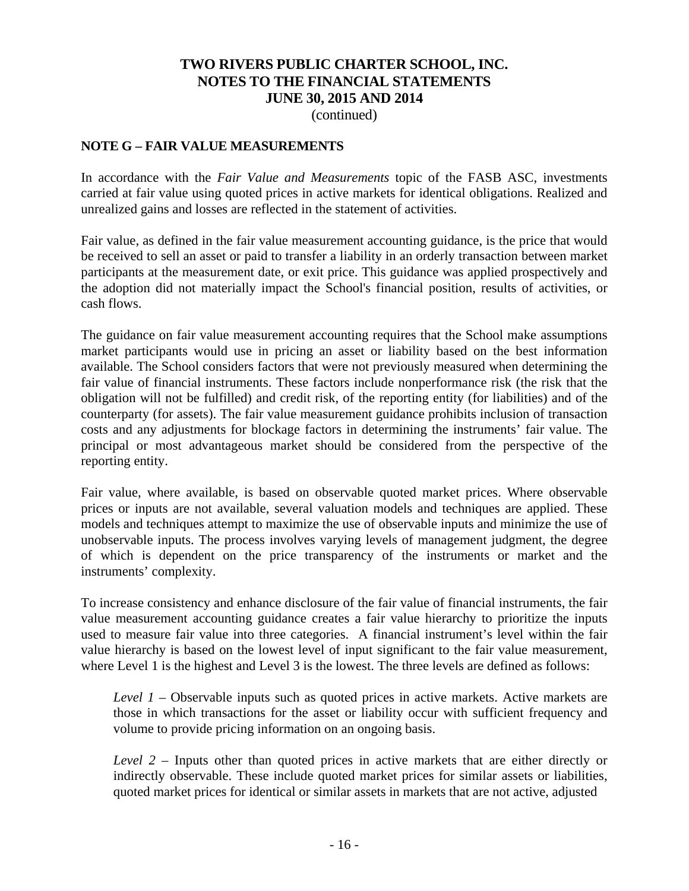## NOTE G – FAIR VALUE MEASUREMENTS

In accordance with the *Fair Value and Measurements* topic of the FASB ASC, investments carried at fair value using quoted prices in active markets for identical obligations. Realized and unrealized gains and losses are reflected in the statement of activities.

Fair value, as defined in the fair value measurement accounting guidance, is the price that would be received to sell an asset or paid to transfer a liability in an orderly transaction between market participants at the measurement date, or exit price. This guidance was applied prospectively and the adoption did not materially impact the School's financial position, results of activities, or cash flows.

The guidance on fair value measurement accounting requires that the School make assumptions market participants would use in pricing an asset or liability based on the best information available. The School considers factors that were not previously measured when determining the fair value of financial instruments. These factors include nonperformance risk (the risk that the obligation will not be fulfilled) and credit risk, of the reporting entity (for liabilities) and of the counterparty (for assets). The fair value measurement guidance prohibits inclusion of transaction costs and any adjustments for blockage factors in determining the instruments' fair value. The principal or most advantageous market should be considered from the perspective of the reporting entity.

Fair value, where available, is based on observable quoted market prices. Where observable prices or inputs are not available, several valuation models and techniques are applied. These models and techniques attempt to maximize the use of observable inputs and minimize the use of unobservable inputs. The process involves varying levels of management judgment, the degree of which is dependent on the price transparency of the instruments or market and the instruments' complexity.

To increase consistency and enhance disclosure of the fair value of financial instruments, the fair value measurement accounting guidance creates a fair value hierarchy to prioritize the inputs used to measure fair value into three categories. A financial instrument's level within the fair value hierarchy is based on the lowest level of input significant to the fair value measurement, where Level 1 is the highest and Level 3 is the lowest. The three levels are defined as follows:

*Level 1* – Observable inputs such as quoted prices in active markets. Active markets are those in which transactions for the asset or liability occur with sufficient frequency and volume to provide pricing information on an ongoing basis.

*Level 2* – Inputs other than quoted prices in active markets that are either directly or indirectly observable. These include quoted market prices for similar assets or liabilities, quoted market prices for identical or similar assets in markets that are not active, adjusted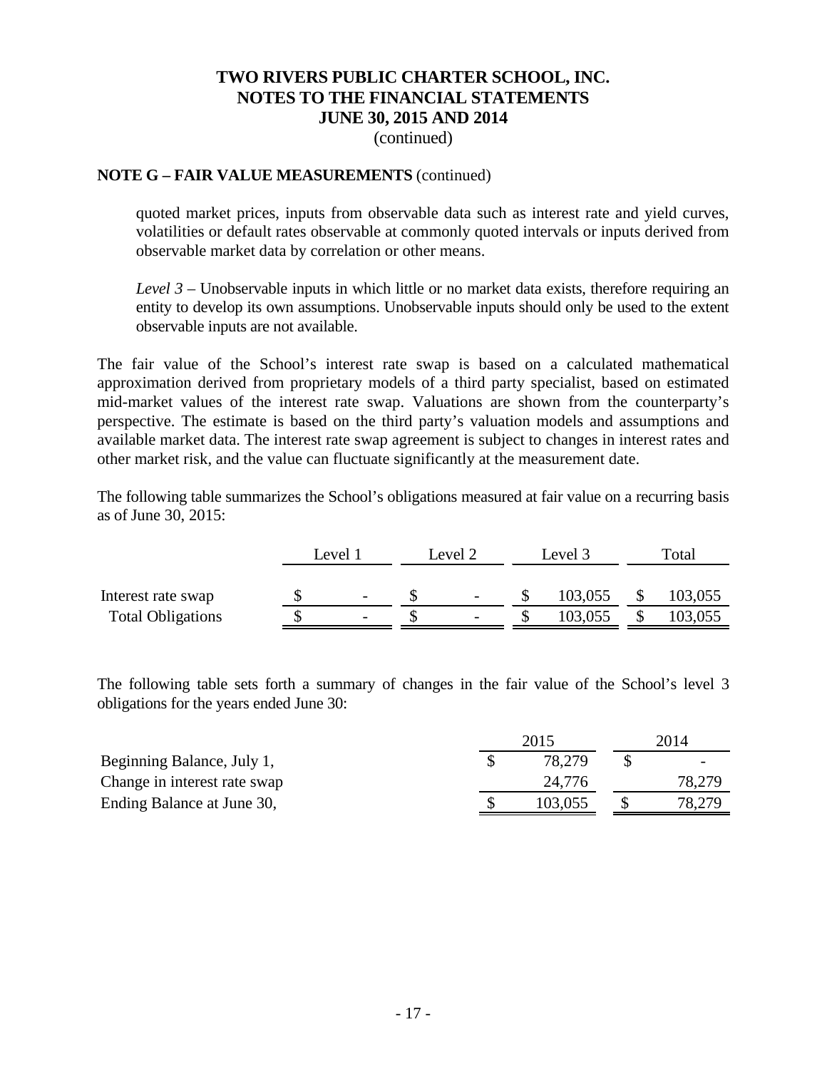# TWO RIVERS PUBLIC CHARTER SCHOOL, INC.
# NOTES TO THE FINANCIAL STATEMENTS
# JUNE 30, 2015 AND 2014
(continued)

**NOTE G – FAIR VALUE MEASUREMENTS** (continued)

quoted market prices, inputs from observable data such as interest rate and yield curves, volatilities or default rates observable at commonly quoted intervals or inputs derived from observable market data by correlation or other means.

*Level 3* – Unobservable inputs in which little or no market data exists, therefore requiring an entity to develop its own assumptions. Unobservable inputs should only be used to the extent observable inputs are not available.

The fair value of the School's interest rate swap is based on a calculated mathematical approximation derived from proprietary models of a third party specialist, based on estimated mid-market values of the interest rate swap. Valuations are shown from the counterparty's perspective. The estimate is based on the third party's valuation models and assumptions and available market data. The interest rate swap agreement is subject to changes in interest rates and other market risk, and the value can fluctuate significantly at the measurement date.

The following table summarizes the School's obligations measured at fair value on a recurring basis as of June 30, 2015:

| | Level 1 | Level 2 | Level 3 | Total |
|---|---|---|---|---|
| Interest rate swap | $ - | $ - | $ 103,055 | $ 103,055 |
| Total Obligations | $ - | $ - | $ 103,055 | $ 103,055 |

The following table sets forth a summary of changes in the fair value of the School's level 3 obligations for the years ended June 30:

| | 2015 | 2014 |
|---|---|---|
| Beginning Balance, July 1, | $ 78,279 | $ - |
| Change in interest rate swap | 24,776 | 78,279 |
| Ending Balance at June 30, | $ 103,055 | $ 78,279 |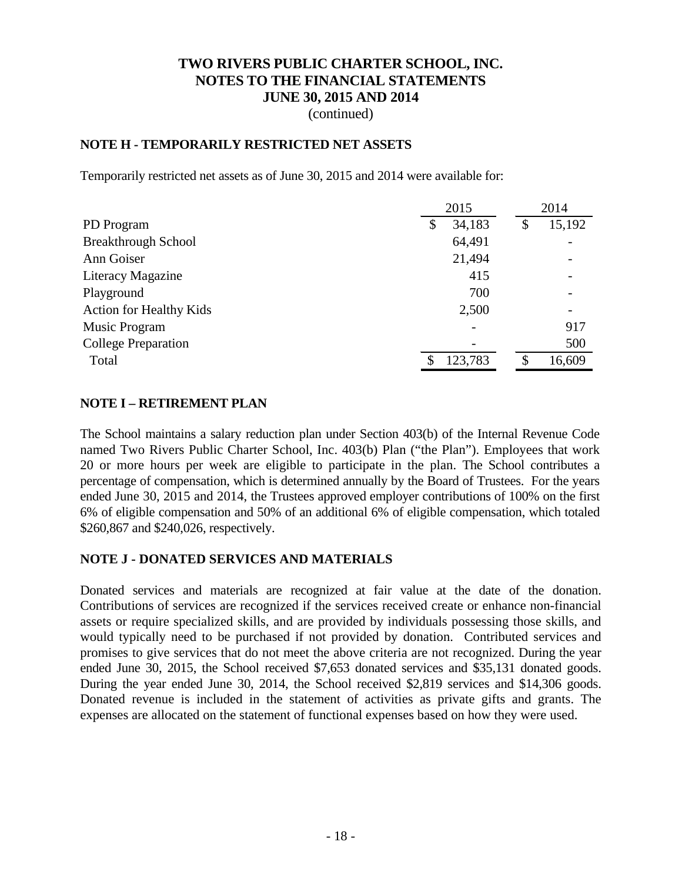# TWO RIVERS PUBLIC CHARTER SCHOOL, INC.
# NOTES TO THE FINANCIAL STATEMENTS
# JUNE 30, 2015 AND 2014
(continued)

## NOTE H - TEMPORARILY RESTRICTED NET ASSETS

Temporarily restricted net assets as of June 30, 2015 and 2014 were available for:

| | 2015 | 2014 |
|---|---|---|
| PD Program | $ 34,183 | $ 15,192 |
| Breakthrough School | 64,491 | - |
| Ann Goiser | 21,494 | - |
| Literacy Magazine | 415 | - |
| Playground | 700 | - |
| Action for Healthy Kids | 2,500 | - |
| Music Program | - | 917 |
| College Preparation | - | 500 |
| Total | $ 123,783 | $ 16,609 |

## NOTE I – RETIREMENT PLAN

The School maintains a salary reduction plan under Section 403(b) of the Internal Revenue Code named Two Rivers Public Charter School, Inc. 403(b) Plan ("the Plan"). Employees that work 20 or more hours per week are eligible to participate in the plan. The School contributes a percentage of compensation, which is determined annually by the Board of Trustees. For the years ended June 30, 2015 and 2014, the Trustees approved employer contributions of 100% on the first 6% of eligible compensation and 50% of an additional 6% of eligible compensation, which totaled $260,867 and $240,026, respectively.

## NOTE J - DONATED SERVICES AND MATERIALS

Donated services and materials are recognized at fair value at the date of the donation. Contributions of services are recognized if the services received create or enhance non-financial assets or require specialized skills, and are provided by individuals possessing those skills, and would typically need to be purchased if not provided by donation. Contributed services and promises to give services that do not meet the above criteria are not recognized. During the year ended June 30, 2015, the School received $7,653 donated services and $35,131 donated goods. During the year ended June 30, 2014, the School received $2,819 services and $14,306 goods. Donated revenue is included in the statement of activities as private gifts and grants. The expenses are allocated on the statement of functional expenses based on how they were used.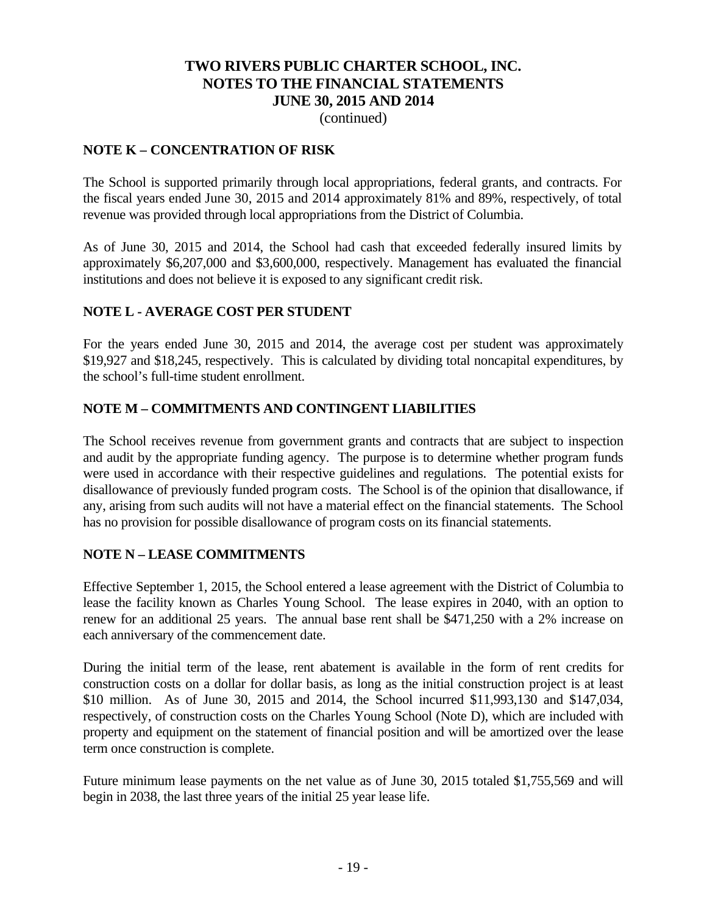# TWO RIVERS PUBLIC CHARTER SCHOOL, INC.
# NOTES TO THE FINANCIAL STATEMENTS
# JUNE 30, 2015 AND 2014
(continued)

## NOTE K – CONCENTRATION OF RISK

The School is supported primarily through local appropriations, federal grants, and contracts. For the fiscal years ended June 30, 2015 and 2014 approximately 81% and 89%, respectively, of total revenue was provided through local appropriations from the District of Columbia.

As of June 30, 2015 and 2014, the School had cash that exceeded federally insured limits by approximately $6,207,000 and $3,600,000, respectively. Management has evaluated the financial institutions and does not believe it is exposed to any significant credit risk.

## NOTE L - AVERAGE COST PER STUDENT

For the years ended June 30, 2015 and 2014, the average cost per student was approximately $19,927 and $18,245, respectively. This is calculated by dividing total noncapital expenditures, by the school's full-time student enrollment.

## NOTE M – COMMITMENTS AND CONTINGENT LIABILITIES

The School receives revenue from government grants and contracts that are subject to inspection and audit by the appropriate funding agency. The purpose is to determine whether program funds were used in accordance with their respective guidelines and regulations. The potential exists for disallowance of previously funded program costs. The School is of the opinion that disallowance, if any, arising from such audits will not have a material effect on the financial statements. The School has no provision for possible disallowance of program costs on its financial statements.

## NOTE N – LEASE COMMITMENTS

Effective September 1, 2015, the School entered a lease agreement with the District of Columbia to lease the facility known as Charles Young School. The lease expires in 2040, with an option to renew for an additional 25 years. The annual base rent shall be $471,250 with a 2% increase on each anniversary of the commencement date.

During the initial term of the lease, rent abatement is available in the form of rent credits for construction costs on a dollar for dollar basis, as long as the initial construction project is at least $10 million. As of June 30, 2015 and 2014, the School incurred $11,993,130 and $147,034, respectively, of construction costs on the Charles Young School (Note D), which are included with property and equipment on the statement of financial position and will be amortized over the lease term once construction is complete.

Future minimum lease payments on the net value as of June 30, 2015 totaled $1,755,569 and will begin in 2038, the last three years of the initial 25 year lease life.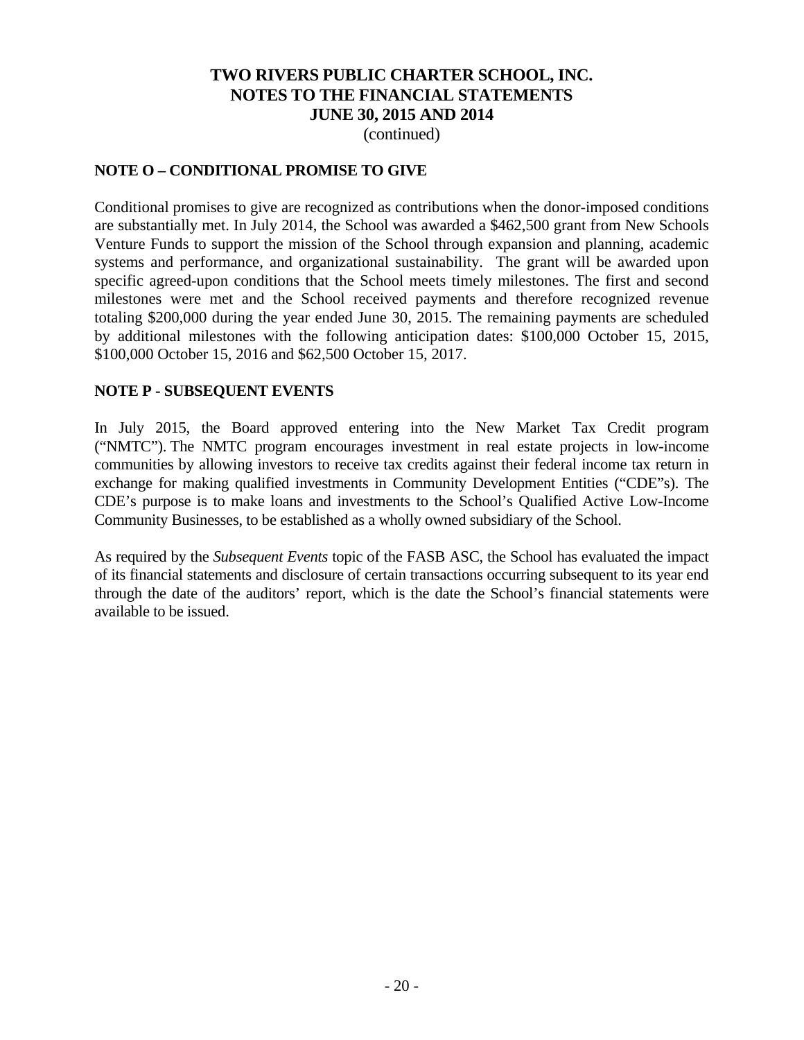# TWO RIVERS PUBLIC CHARTER SCHOOL, INC.
# NOTES TO THE FINANCIAL STATEMENTS
# JUNE 30, 2015 AND 2014
(continued)

## NOTE O – CONDITIONAL PROMISE TO GIVE

Conditional promises to give are recognized as contributions when the donor-imposed conditions are substantially met. In July 2014, the School was awarded a $462,500 grant from New Schools Venture Funds to support the mission of the School through expansion and planning, academic systems and performance, and organizational sustainability. The grant will be awarded upon specific agreed-upon conditions that the School meets timely milestones. The first and second milestones were met and the School received payments and therefore recognized revenue totaling $200,000 during the year ended June 30, 2015. The remaining payments are scheduled by additional milestones with the following anticipation dates: $100,000 October 15, 2015, $100,000 October 15, 2016 and $62,500 October 15, 2017.

## NOTE P - SUBSEQUENT EVENTS

In July 2015, the Board approved entering into the New Market Tax Credit program ("NMTC"). The NMTC program encourages investment in real estate projects in low-income communities by allowing investors to receive tax credits against their federal income tax return in exchange for making qualified investments in Community Development Entities ("CDE"s). The CDE's purpose is to make loans and investments to the School's Qualified Active Low-Income Community Businesses, to be established as a wholly owned subsidiary of the School.

As required by the *Subsequent Events* topic of the FASB ASC, the School has evaluated the impact of its financial statements and disclosure of certain transactions occurring subsequent to its year end through the date of the auditors' report, which is the date the School's financial statements were available to be issued.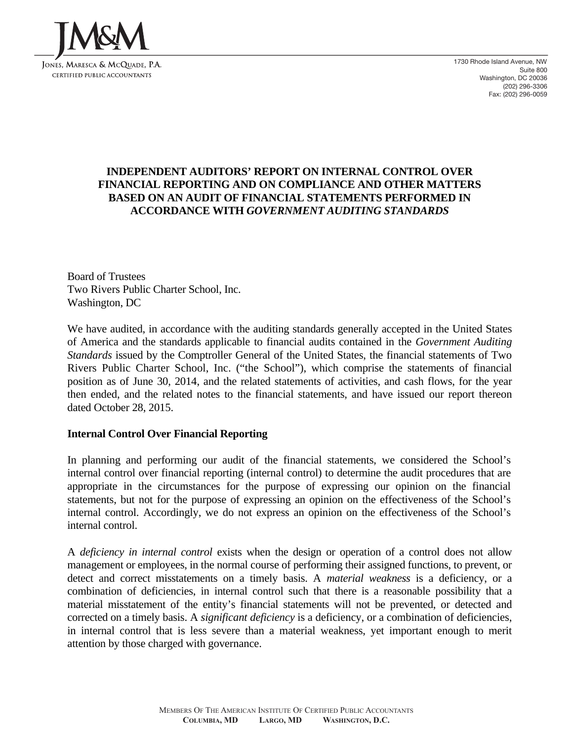# INDEPENDENT AUDITORS' REPORT ON INTERNAL CONTROL OVER FINANCIAL REPORTING AND ON COMPLIANCE AND OTHER MATTERS BASED ON AN AUDIT OF FINANCIAL STATEMENTS PERFORMED IN ACCORDANCE WITH *GOVERNMENT AUDITING STANDARDS*

Board of Trustees
Two Rivers Public Charter School, Inc.
Washington, DC

We have audited, in accordance with the auditing standards generally accepted in the United States of America and the standards applicable to financial audits contained in the *Government Auditing Standards* issued by the Comptroller General of the United States, the financial statements of Two Rivers Public Charter School, Inc. ("the School"), which comprise the statements of financial position as of June 30, 2014, and the related statements of activities, and cash flows, for the year then ended, and the related notes to the financial statements, and have issued our report thereon dated October 28, 2015.

## Internal Control Over Financial Reporting

In planning and performing our audit of the financial statements, we considered the School's internal control over financial reporting (internal control) to determine the audit procedures that are appropriate in the circumstances for the purpose of expressing our opinion on the financial statements, but not for the purpose of expressing an opinion on the effectiveness of the School's internal control. Accordingly, we do not express an opinion on the effectiveness of the School's internal control.

A *deficiency in internal control* exists when the design or operation of a control does not allow management or employees, in the normal course of performing their assigned functions, to prevent, or detect and correct misstatements on a timely basis. A *material weakness* is a deficiency, or a combination of deficiencies, in internal control such that there is a reasonable possibility that a material misstatement of the entity's financial statements will not be prevented, or detected and corrected on a timely basis. A *significant deficiency* is a deficiency, or a combination of deficiencies, in internal control that is less severe than a material weakness, yet important enough to merit attention by those charged with governance.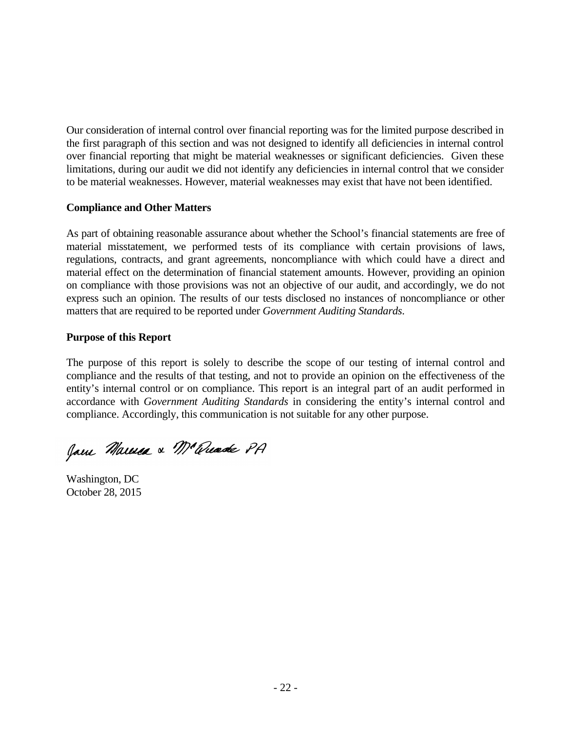Our consideration of internal control over financial reporting was for the limited purpose described in the first paragraph of this section and was not designed to identify all deficiencies in internal control over financial reporting that might be material weaknesses or significant deficiencies. Given these limitations, during our audit we did not identify any deficiencies in internal control that we consider to be material weaknesses. However, material weaknesses may exist that have not been identified.

**Compliance and Other Matters**

As part of obtaining reasonable assurance about whether the School's financial statements are free of material misstatement, we performed tests of its compliance with certain provisions of laws, regulations, contracts, and grant agreements, noncompliance with which could have a direct and material effect on the determination of financial statement amounts. However, providing an opinion on compliance with those provisions was not an objective of our audit, and accordingly, we do not express such an opinion. The results of our tests disclosed no instances of noncompliance or other matters that are required to be reported under *Government Auditing Standards*.

**Purpose of this Report**

The purpose of this report is solely to describe the scope of our testing of internal control and compliance and the results of that testing, and not to provide an opinion on the effectiveness of the entity's internal control or on compliance. This report is an integral part of an audit performed in accordance with *Government Auditing Standards* in considering the entity's internal control and compliance. Accordingly, this communication is not suitable for any other purpose.

Jones Marcus & McQuade PA

Washington, DC
October 28, 2015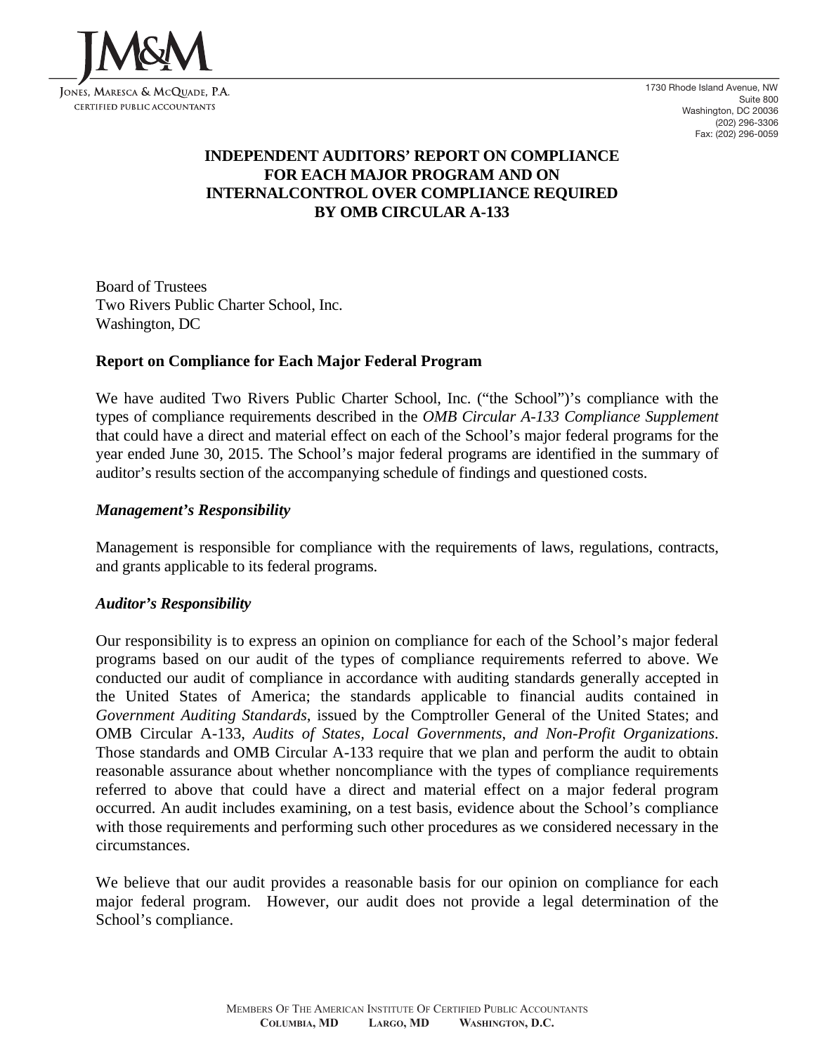JONES, MARESCA & MCQUADE, P.A.
CERTIFIED PUBLIC ACCOUNTANTS

1730 Rhode Island Avenue, NW
Suite 800
Washington, DC 20036
(202) 296-3306
Fax: (202) 296-0059

# INDEPENDENT AUDITORS' REPORT ON COMPLIANCE FOR EACH MAJOR PROGRAM AND ON INTERNALCONTROL OVER COMPLIANCE REQUIRED BY OMB CIRCULAR A-133

Board of Trustees
Two Rivers Public Charter School, Inc.
Washington, DC

## Report on Compliance for Each Major Federal Program

We have audited Two Rivers Public Charter School, Inc. ("the School")'s compliance with the types of compliance requirements described in the *OMB Circular A-133 Compliance Supplement* that could have a direct and material effect on each of the School's major federal programs for the year ended June 30, 2015. The School's major federal programs are identified in the summary of auditor's results section of the accompanying schedule of findings and questioned costs.

### *Management's Responsibility*

Management is responsible for compliance with the requirements of laws, regulations, contracts, and grants applicable to its federal programs.

### *Auditor's Responsibility*

Our responsibility is to express an opinion on compliance for each of the School's major federal programs based on our audit of the types of compliance requirements referred to above. We conducted our audit of compliance in accordance with auditing standards generally accepted in the United States of America; the standards applicable to financial audits contained in *Government Auditing Standards*, issued by the Comptroller General of the United States; and OMB Circular A-133, *Audits of States, Local Governments, and Non-Profit Organizations*. Those standards and OMB Circular A-133 require that we plan and perform the audit to obtain reasonable assurance about whether noncompliance with the types of compliance requirements referred to above that could have a direct and material effect on a major federal program occurred. An audit includes examining, on a test basis, evidence about the School's compliance with those requirements and performing such other procedures as we considered necessary in the circumstances.

We believe that our audit provides a reasonable basis for our opinion on compliance for each major federal program. However, our audit does not provide a legal determination of the School's compliance.

MEMBERS OF THE AMERICAN INSTITUTE OF CERTIFIED PUBLIC ACCOUNTANTS
COLUMBIA, MD  LARGO, MD  WASHINGTON, D.C.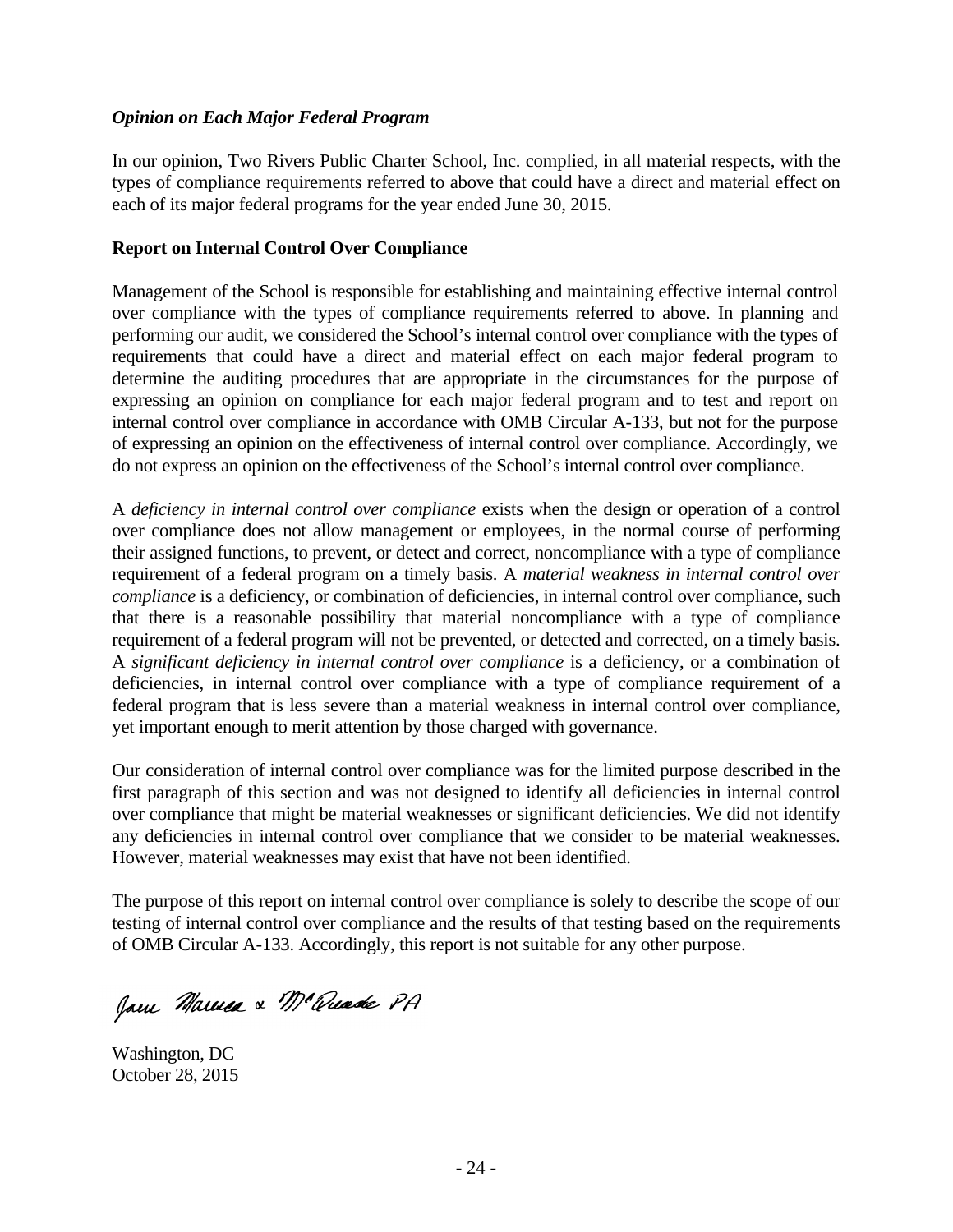***Opinion on Each Major Federal Program***

In our opinion, Two Rivers Public Charter School, Inc. complied, in all material respects, with the types of compliance requirements referred to above that could have a direct and material effect on each of its major federal programs for the year ended June 30, 2015.

**Report on Internal Control Over Compliance**

Management of the School is responsible for establishing and maintaining effective internal control over compliance with the types of compliance requirements referred to above. In planning and performing our audit, we considered the School's internal control over compliance with the types of requirements that could have a direct and material effect on each major federal program to determine the auditing procedures that are appropriate in the circumstances for the purpose of expressing an opinion on compliance for each major federal program and to test and report on internal control over compliance in accordance with OMB Circular A-133, but not for the purpose of expressing an opinion on the effectiveness of internal control over compliance. Accordingly, we do not express an opinion on the effectiveness of the School's internal control over compliance.

A *deficiency in internal control over compliance* exists when the design or operation of a control over compliance does not allow management or employees, in the normal course of performing their assigned functions, to prevent, or detect and correct, noncompliance with a type of compliance requirement of a federal program on a timely basis. A *material weakness in internal control over compliance* is a deficiency, or combination of deficiencies, in internal control over compliance, such that there is a reasonable possibility that material noncompliance with a type of compliance requirement of a federal program will not be prevented, or detected and corrected, on a timely basis. A *significant deficiency in internal control over compliance* is a deficiency, or a combination of deficiencies, in internal control over compliance with a type of compliance requirement of a federal program that is less severe than a material weakness in internal control over compliance, yet important enough to merit attention by those charged with governance.

Our consideration of internal control over compliance was for the limited purpose described in the first paragraph of this section and was not designed to identify all deficiencies in internal control over compliance that might be material weaknesses or significant deficiencies. We did not identify any deficiencies in internal control over compliance that we consider to be material weaknesses. However, material weaknesses may exist that have not been identified.

The purpose of this report on internal control over compliance is solely to describe the scope of our testing of internal control over compliance and the results of that testing based on the requirements of OMB Circular A-133. Accordingly, this report is not suitable for any other purpose.

Jones Marsella & McQuade PA

Washington, DC
October 28, 2015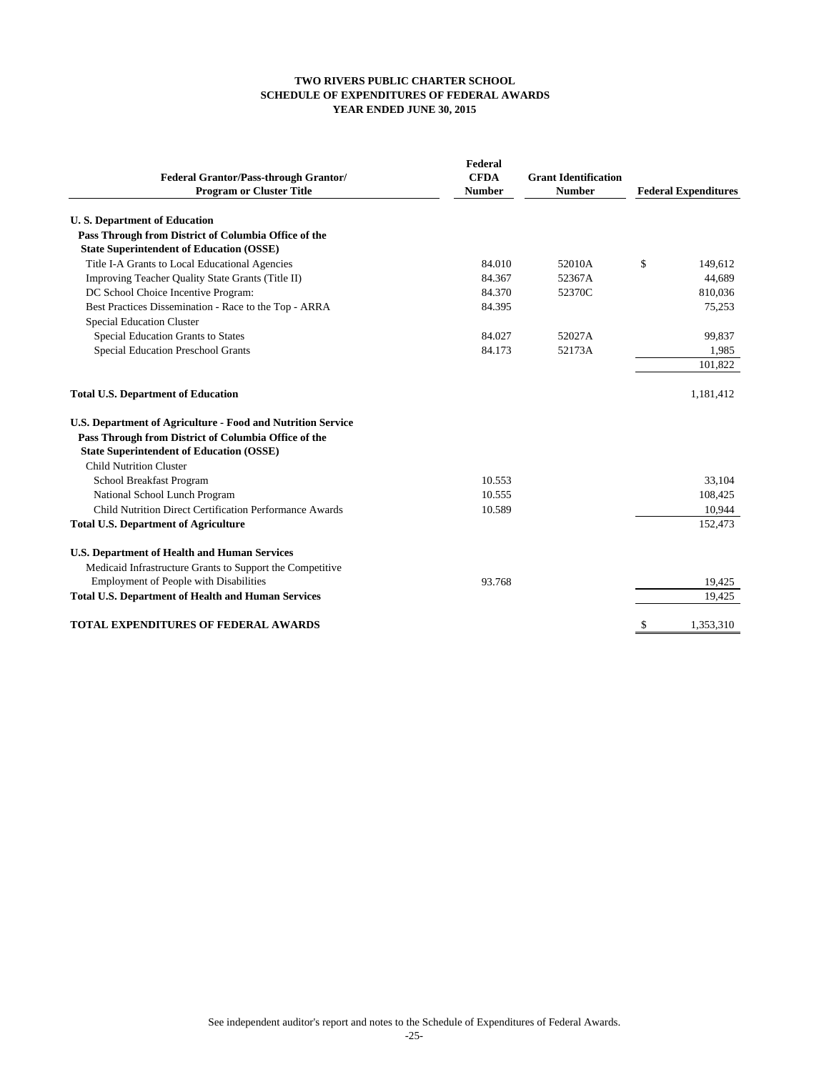**TWO RIVERS PUBLIC CHARTER SCHOOL**
**SCHEDULE OF EXPENDITURES OF FEDERAL AWARDS**
**YEAR ENDED JUNE 30, 2015**

| Federal Grantor/Pass-through Grantor/ Program or Cluster Title | Federal CFDA Number | Grant Identification Number | Federal Expenditures |
|---|---|---|---|
| **U. S. Department of Education** | | | |
| **Pass Through from District of Columbia Office of the State Superintendent of Education (OSSE)** | | | |
| Title I-A Grants to Local Educational Agencies | 84.010 | 52010A | $ 149,612 |
| Improving Teacher Quality State Grants (Title II) | 84.367 | 52367A | 44,689 |
| DC School Choice Incentive Program: | 84.370 | 52370C | 810,036 |
| Best Practices Dissemination - Race to the Top - ARRA | 84.395 | | 75,253 |
| Special Education Cluster | | | |
| Special Education Grants to States | 84.027 | 52027A | 99,837 |
| Special Education Preschool Grants | 84.173 | 52173A | 1,985 |
| | | | 101,822 |
| **Total U.S. Department of Education** | | | 1,181,412 |
| **U.S. Department of Agriculture - Food and Nutrition Service** | | | |
| **Pass Through from District of Columbia Office of the State Superintendent of Education (OSSE)** | | | |
| Child Nutrition Cluster | | | |
| School Breakfast Program | 10.553 | | 33,104 |
| National School Lunch Program | 10.555 | | 108,425 |
| Child Nutrition Direct Certification Performance Awards | 10.589 | | 10,944 |
| **Total U.S. Department of Agriculture** | | | 152,473 |
| **U.S. Department of Health and Human Services** | | | |
| Medicaid Infrastructure Grants to Support the Competitive Employment of People with Disabilities | 93.768 | | 19,425 |
| **Total U.S. Department of Health and Human Services** | | | 19,425 |
| **TOTAL EXPENDITURES OF FEDERAL AWARDS** | | | $ 1,353,310 |

See independent auditor's report and notes to the Schedule of Expenditures of Federal Awards.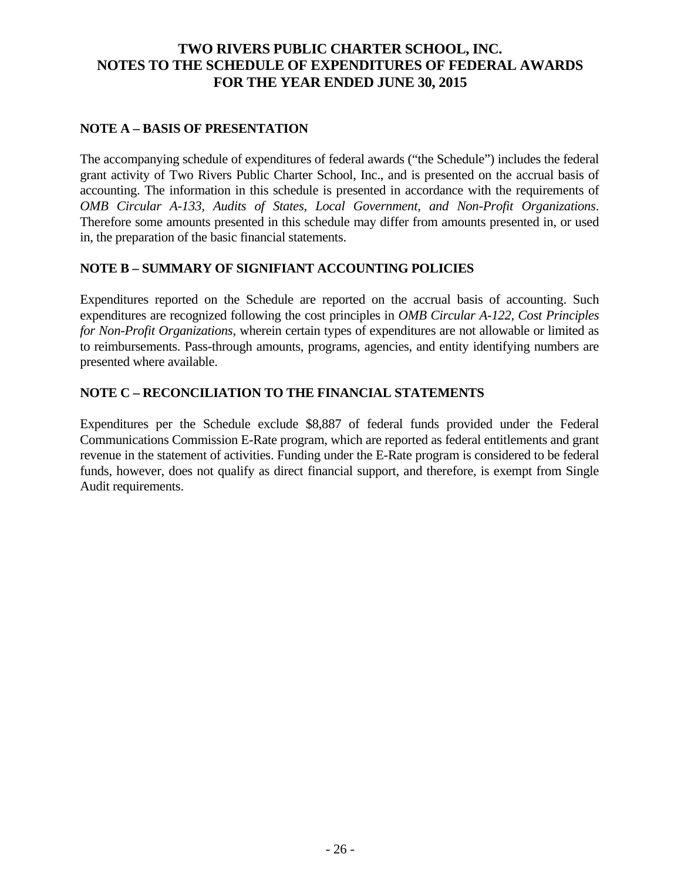# TWO RIVERS PUBLIC CHARTER SCHOOL, INC.
# NOTES TO THE SCHEDULE OF EXPENDITURES OF FEDERAL AWARDS
# FOR THE YEAR ENDED JUNE 30, 2015

## NOTE A – BASIS OF PRESENTATION

The accompanying schedule of expenditures of federal awards ("the Schedule") includes the federal grant activity of Two Rivers Public Charter School, Inc., and is presented on the accrual basis of accounting. The information in this schedule is presented in accordance with the requirements of *OMB Circular A-133, Audits of States, Local Government, and Non-Profit Organizations*. Therefore some amounts presented in this schedule may differ from amounts presented in, or used in, the preparation of the basic financial statements.

## NOTE B – SUMMARY OF SIGNIFIANT ACCOUNTING POLICIES

Expenditures reported on the Schedule are reported on the accrual basis of accounting. Such expenditures are recognized following the cost principles in *OMB Circular A-122, Cost Principles for Non-Profit Organizations*, wherein certain types of expenditures are not allowable or limited as to reimbursements. Pass-through amounts, programs, agencies, and entity identifying numbers are presented where available.

## NOTE C – RECONCILIATION TO THE FINANCIAL STATEMENTS

Expenditures per the Schedule exclude $8,887 of federal funds provided under the Federal Communications Commission E-Rate program, which are reported as federal entitlements and grant revenue in the statement of activities. Funding under the E-Rate program is considered to be federal funds, however, does not qualify as direct financial support, and therefore, is exempt from Single Audit requirements.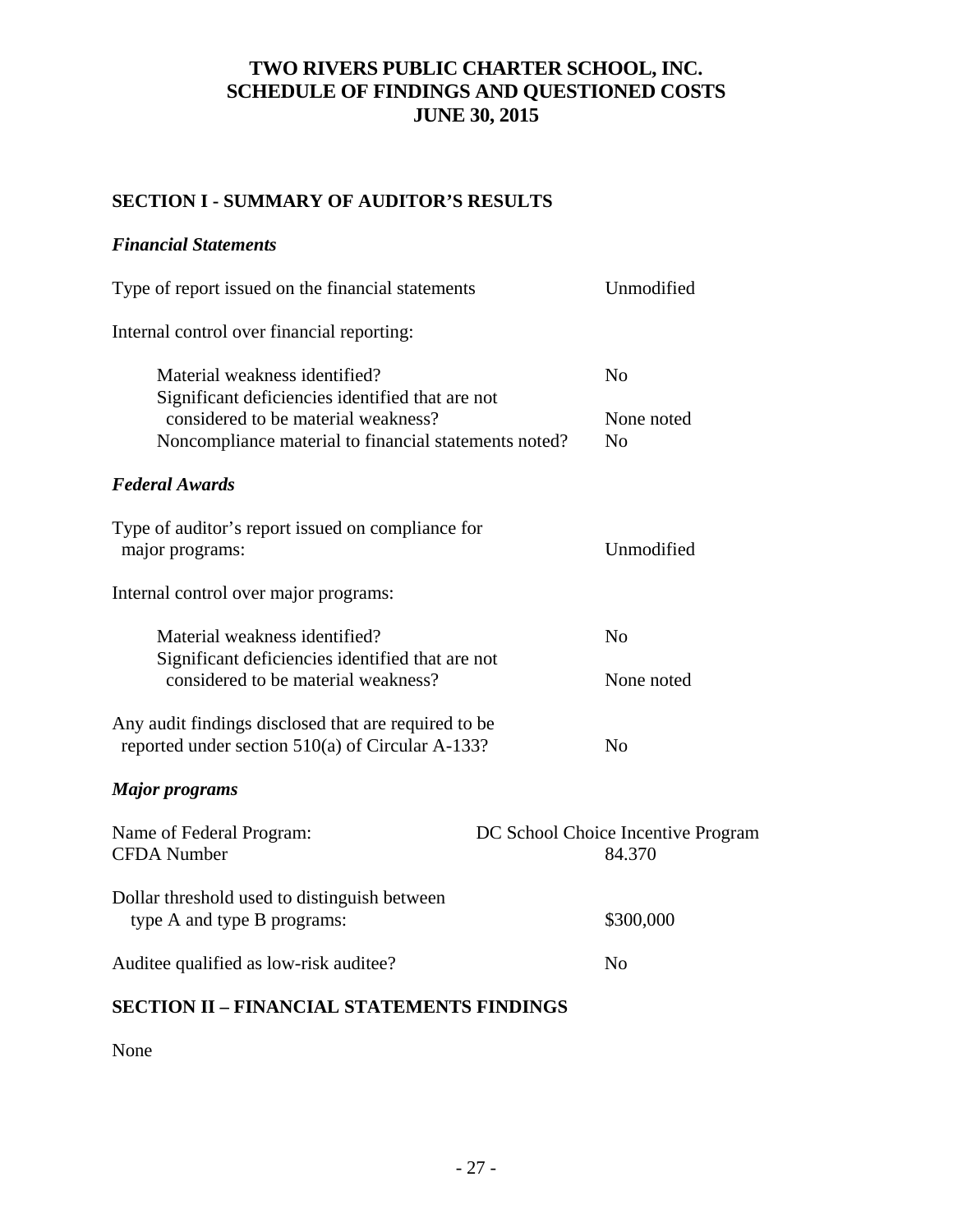# TWO RIVERS PUBLIC CHARTER SCHOOL, INC.
# SCHEDULE OF FINDINGS AND QUESTIONED COSTS
# JUNE 30, 2015

## SECTION I - SUMMARY OF AUDITOR'S RESULTS

### *Financial Statements*

| | |
|---|---|
| Type of report issued on the financial statements | Unmodified |
| Internal control over financial reporting: | |
| Material weakness identified? | No |
| Significant deficiencies identified that are not considered to be material weakness? | None noted |
| Noncompliance material to financial statements noted? | No |

### *Federal Awards*

| | |
|---|---|
| Type of auditor's report issued on compliance for major programs: | Unmodified |
| Internal control over major programs: | |
| Material weakness identified? | No |
| Significant deficiencies identified that are not considered to be material weakness? | None noted |
| Any audit findings disclosed that are required to be reported under section 510(a) of Circular A-133? | No |

### *Major programs*

| | |
|---|---|
| Name of Federal Program: | DC School Choice Incentive Program |
| CFDA Number | 84.370 |
| Dollar threshold used to distinguish between type A and type B programs: | \$300,000 |
| Auditee qualified as low-risk auditee? | No |

## SECTION II – FINANCIAL STATEMENTS FINDINGS

None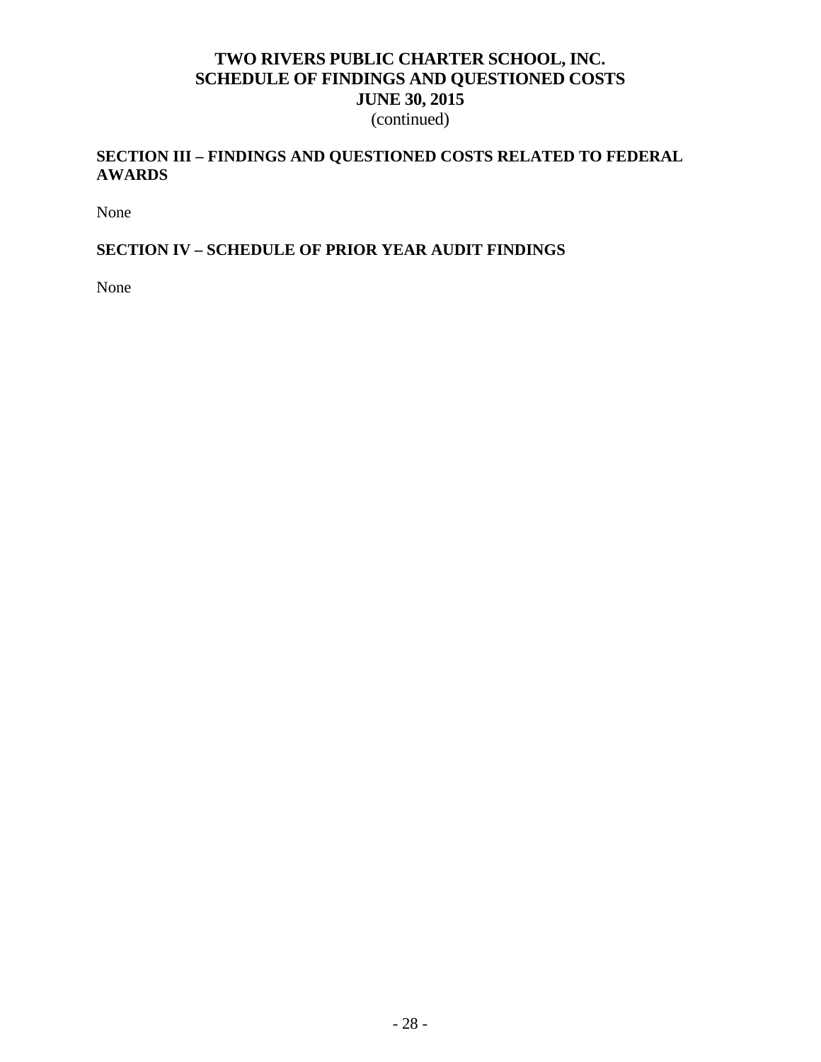# TWO RIVERS PUBLIC CHARTER SCHOOL, INC.
# SCHEDULE OF FINDINGS AND QUESTIONED COSTS
# JUNE 30, 2015
(continued)

## SECTION III – FINDINGS AND QUESTIONED COSTS RELATED TO FEDERAL AWARDS

None

## SECTION IV – SCHEDULE OF PRIOR YEAR AUDIT FINDINGS

None